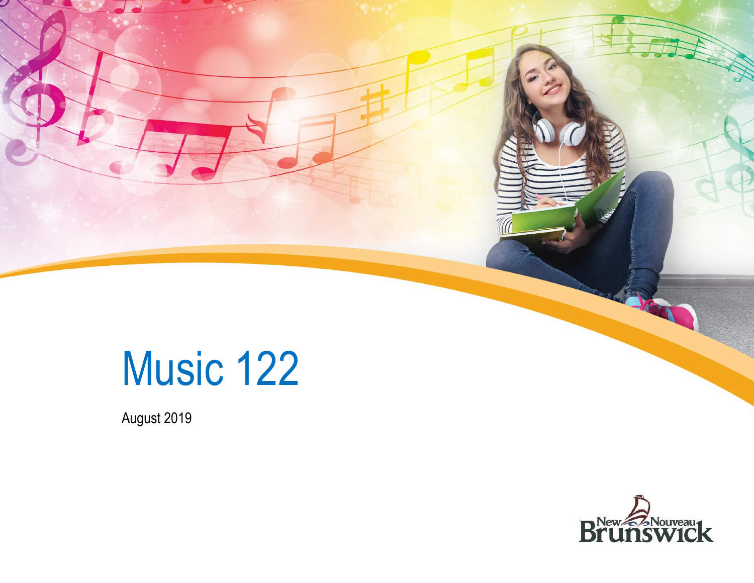# Music 122

August 2019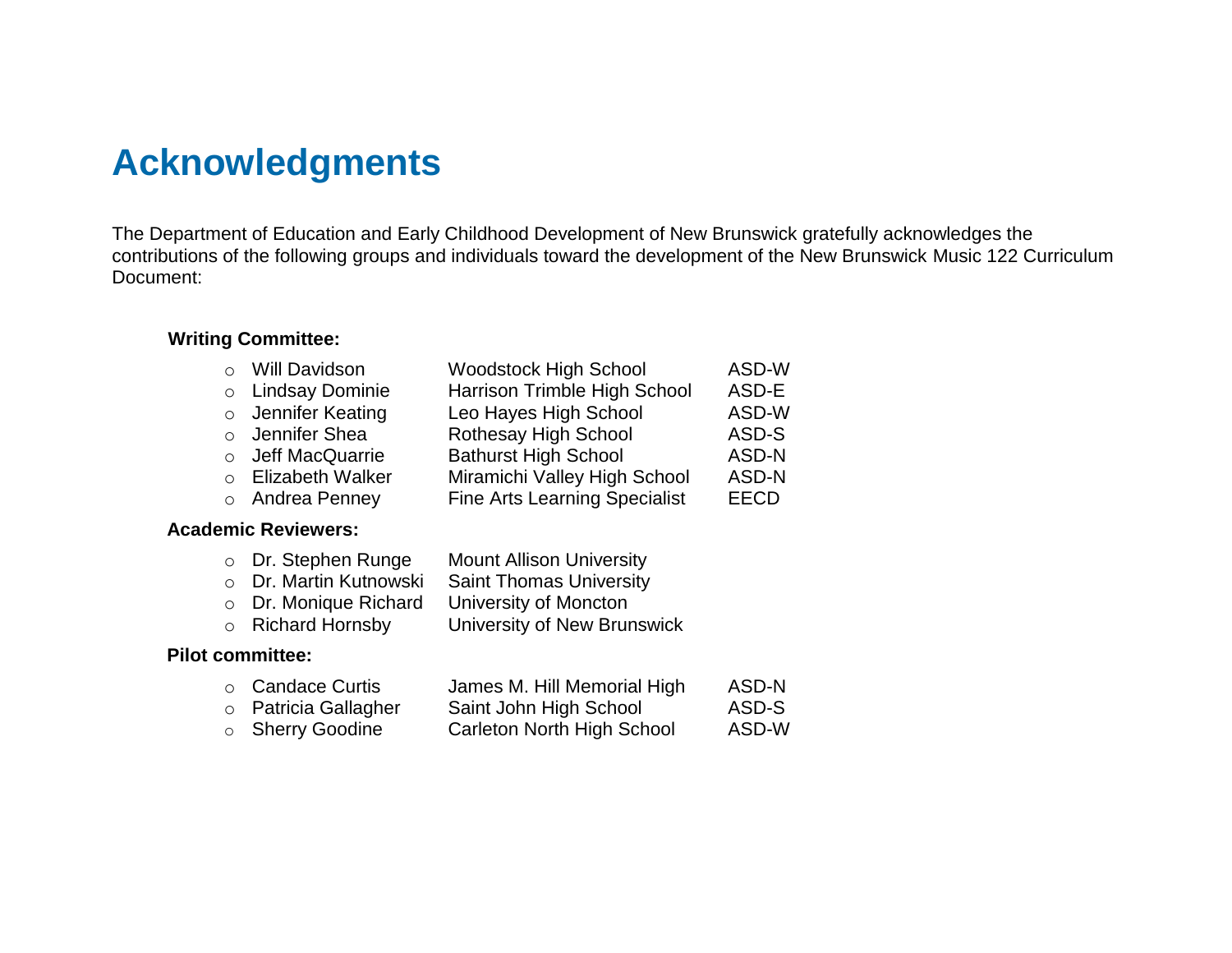# Acknowledgments

The Department of Education and Early Childhood Development of New Brunswick gratefully acknowledges the contributions of the following groups and individuals toward the development of the New Brunswick Music 122 Curriculum Document:

**Writing Committee:**

- Will Davidson — Woodstock High School — ASD-W
- Lindsay Dominie — Harrison Trimble High School — ASD-E
- Jennifer Keating — Leo Hayes High School — ASD-W
- Jennifer Shea — Rothesay High School — ASD-S
- Jeff MacQuarrie — Bathurst High School — ASD-N
- Elizabeth Walker — Miramichi Valley High School — ASD-N
- Andrea Penney — Fine Arts Learning Specialist — EECD

**Academic Reviewers:**

- Dr. Stephen Runge — Mount Allison University
- Dr. Martin Kutnowski — Saint Thomas University
- Dr. Monique Richard — University of Moncton
- Richard Hornsby — University of New Brunswick

**Pilot committee:**

- Candace Curtis — James M. Hill Memorial High — ASD-N
- Patricia Gallagher — Saint John High School — ASD-S
- Sherry Goodine — Carleton North High School — ASD-W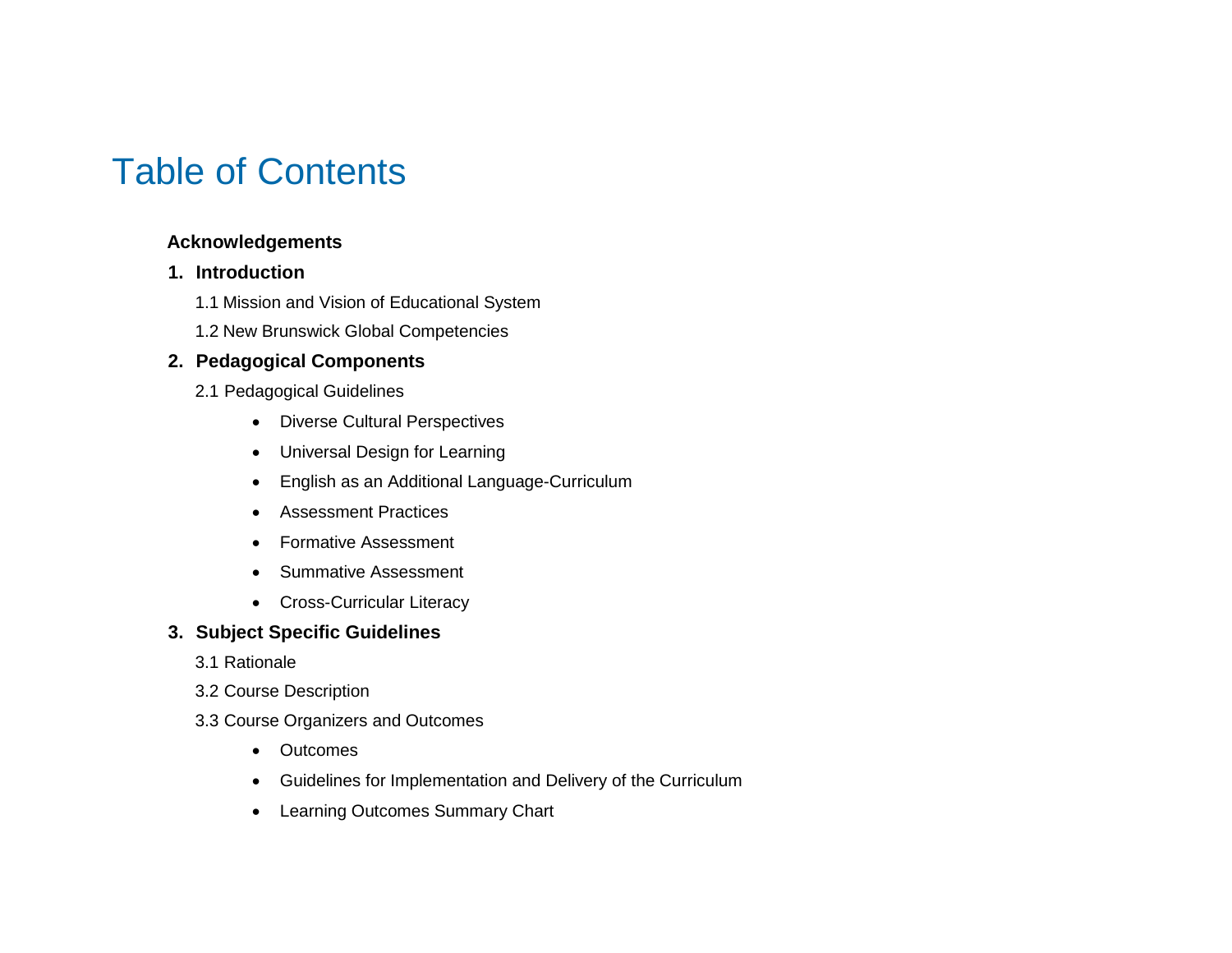# Table of Contents

**Acknowledgements**

**1. Introduction**

1.1 Mission and Vision of Educational System

1.2 New Brunswick Global Competencies

**2. Pedagogical Components**

2.1 Pedagogical Guidelines

- Diverse Cultural Perspectives
- Universal Design for Learning
- English as an Additional Language-Curriculum
- Assessment Practices
- Formative Assessment
- Summative Assessment
- Cross-Curricular Literacy

**3. Subject Specific Guidelines**

3.1 Rationale

3.2 Course Description

3.3 Course Organizers and Outcomes

- Outcomes
- Guidelines for Implementation and Delivery of the Curriculum
- Learning Outcomes Summary Chart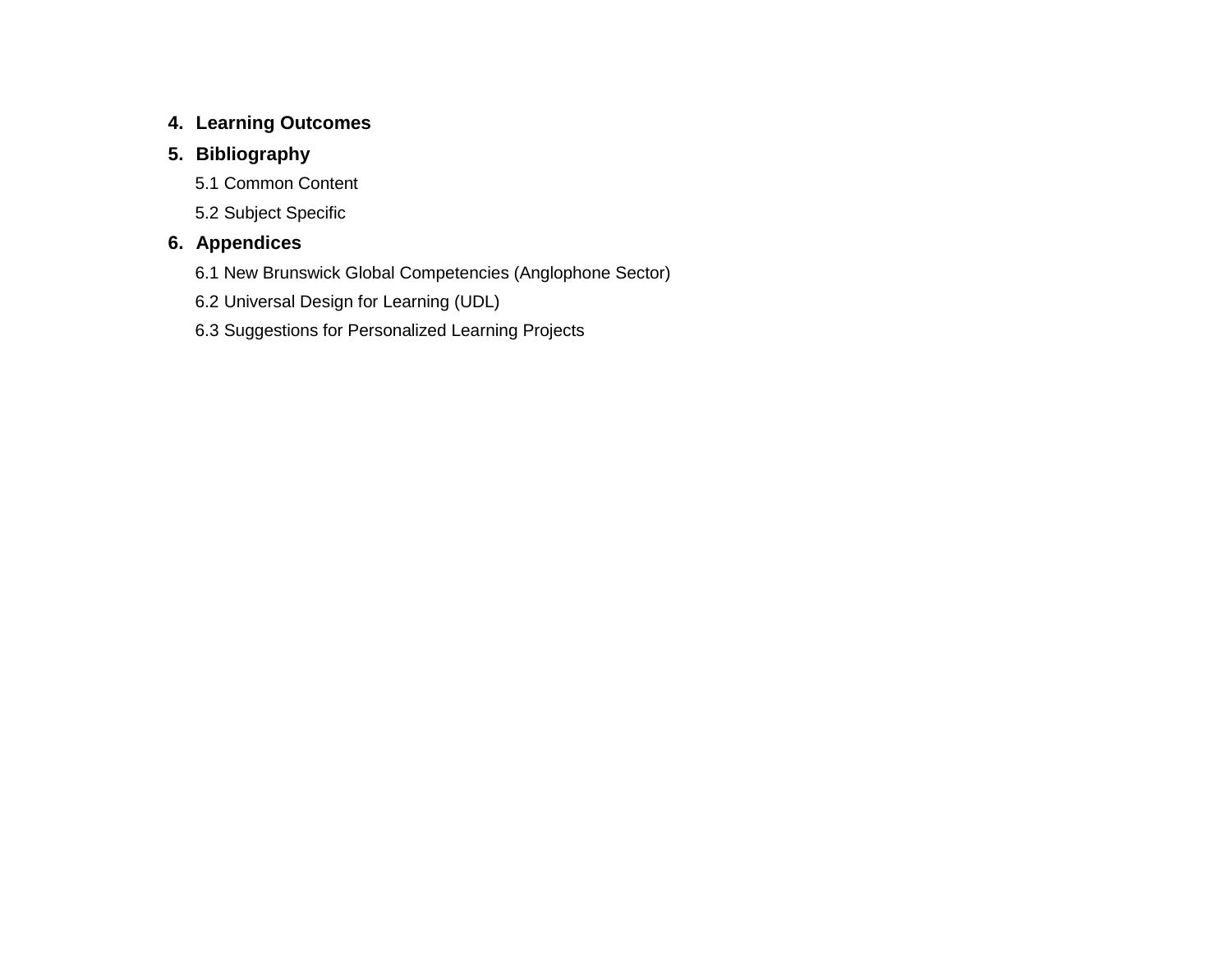4. **Learning Outcomes**
5. **Bibliography**
    5.1 Common Content
    5.2 Subject Specific
6. **Appendices**
    6.1 New Brunswick Global Competencies (Anglophone Sector)
    6.2 Universal Design for Learning (UDL)
    6.3 Suggestions for Personalized Learning Projects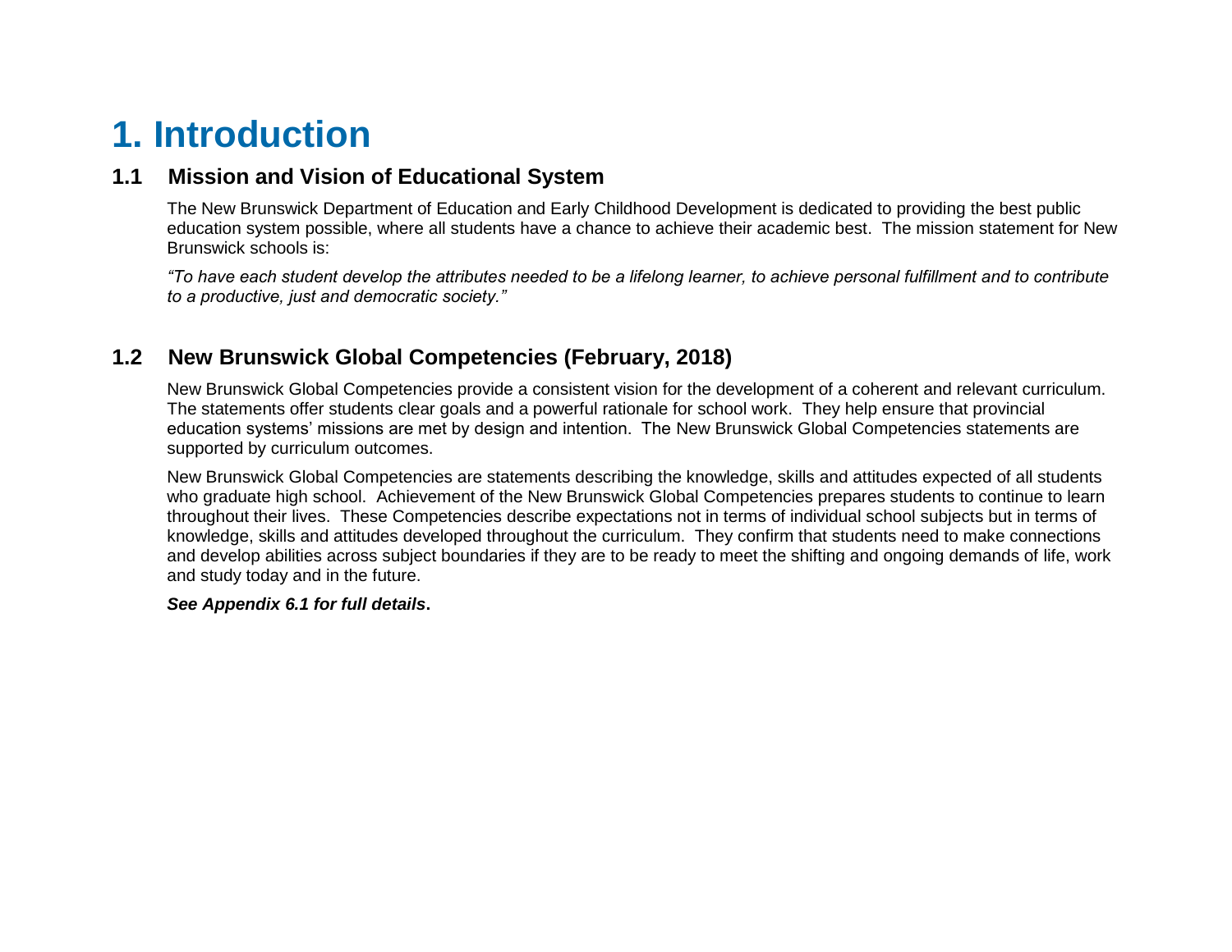# 1. Introduction

## 1.1 Mission and Vision of Educational System

The New Brunswick Department of Education and Early Childhood Development is dedicated to providing the best public education system possible, where all students have a chance to achieve their academic best. The mission statement for New Brunswick schools is:

*"To have each student develop the attributes needed to be a lifelong learner, to achieve personal fulfillment and to contribute to a productive, just and democratic society."*

## 1.2 New Brunswick Global Competencies (February, 2018)

New Brunswick Global Competencies provide a consistent vision for the development of a coherent and relevant curriculum. The statements offer students clear goals and a powerful rationale for school work. They help ensure that provincial education systems' missions are met by design and intention. The New Brunswick Global Competencies statements are supported by curriculum outcomes.

New Brunswick Global Competencies are statements describing the knowledge, skills and attitudes expected of all students who graduate high school. Achievement of the New Brunswick Global Competencies prepares students to continue to learn throughout their lives. These Competencies describe expectations not in terms of individual school subjects but in terms of knowledge, skills and attitudes developed throughout the curriculum. They confirm that students need to make connections and develop abilities across subject boundaries if they are to be ready to meet the shifting and ongoing demands of life, work and study today and in the future.

***See Appendix 6.1 for full details*.**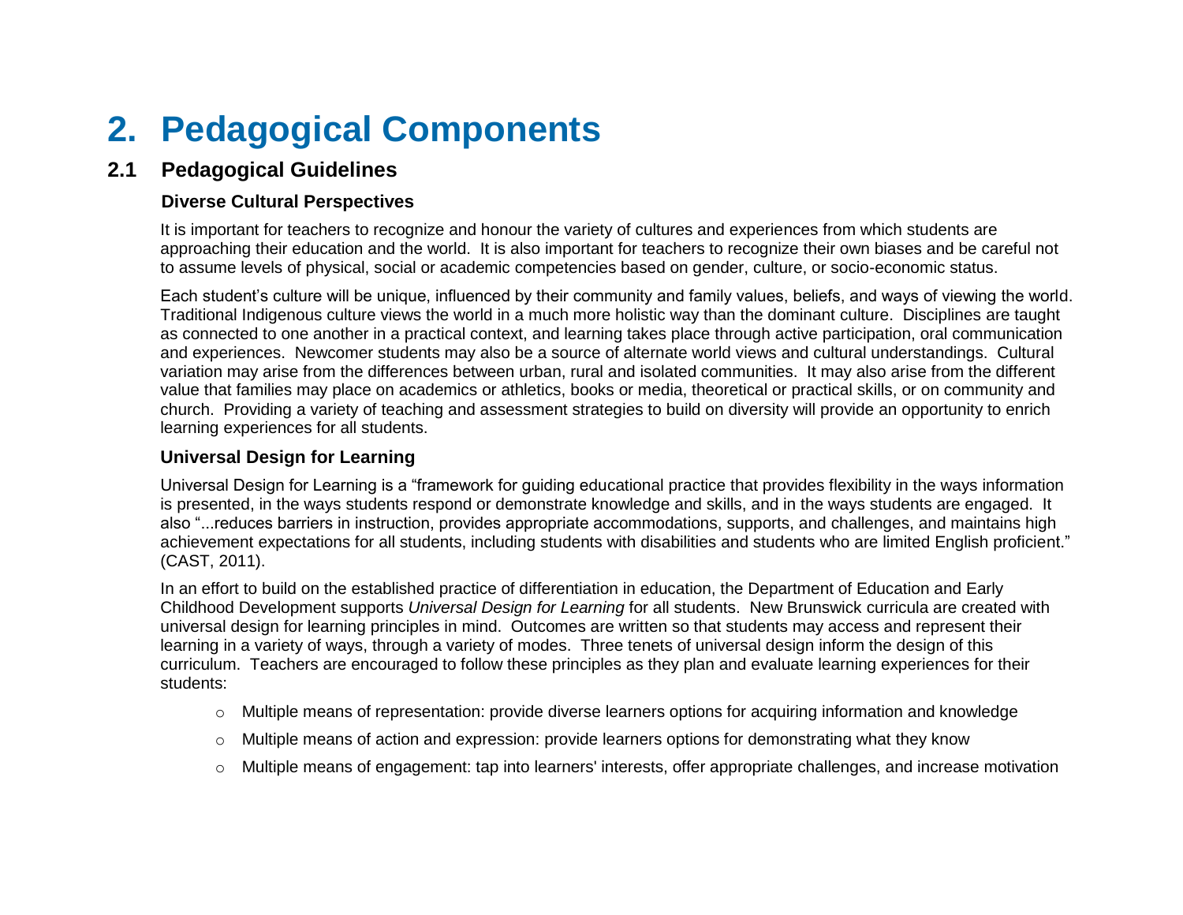# 2. Pedagogical Components

## 2.1 Pedagogical Guidelines

### Diverse Cultural Perspectives

It is important for teachers to recognize and honour the variety of cultures and experiences from which students are approaching their education and the world. It is also important for teachers to recognize their own biases and be careful not to assume levels of physical, social or academic competencies based on gender, culture, or socio-economic status.

Each student's culture will be unique, influenced by their community and family values, beliefs, and ways of viewing the world. Traditional Indigenous culture views the world in a much more holistic way than the dominant culture. Disciplines are taught as connected to one another in a practical context, and learning takes place through active participation, oral communication and experiences. Newcomer students may also be a source of alternate world views and cultural understandings. Cultural variation may arise from the differences between urban, rural and isolated communities. It may also arise from the different value that families may place on academics or athletics, books or media, theoretical or practical skills, or on community and church. Providing a variety of teaching and assessment strategies to build on diversity will provide an opportunity to enrich learning experiences for all students.

### Universal Design for Learning

Universal Design for Learning is a "framework for guiding educational practice that provides flexibility in the ways information is presented, in the ways students respond or demonstrate knowledge and skills, and in the ways students are engaged. It also "...reduces barriers in instruction, provides appropriate accommodations, supports, and challenges, and maintains high achievement expectations for all students, including students with disabilities and students who are limited English proficient." (CAST, 2011).

In an effort to build on the established practice of differentiation in education, the Department of Education and Early Childhood Development supports *Universal Design for Learning* for all students. New Brunswick curricula are created with universal design for learning principles in mind. Outcomes are written so that students may access and represent their learning in a variety of ways, through a variety of modes. Three tenets of universal design inform the design of this curriculum. Teachers are encouraged to follow these principles as they plan and evaluate learning experiences for their students:

- Multiple means of representation: provide diverse learners options for acquiring information and knowledge
- Multiple means of action and expression: provide learners options for demonstrating what they know
- Multiple means of engagement: tap into learners' interests, offer appropriate challenges, and increase motivation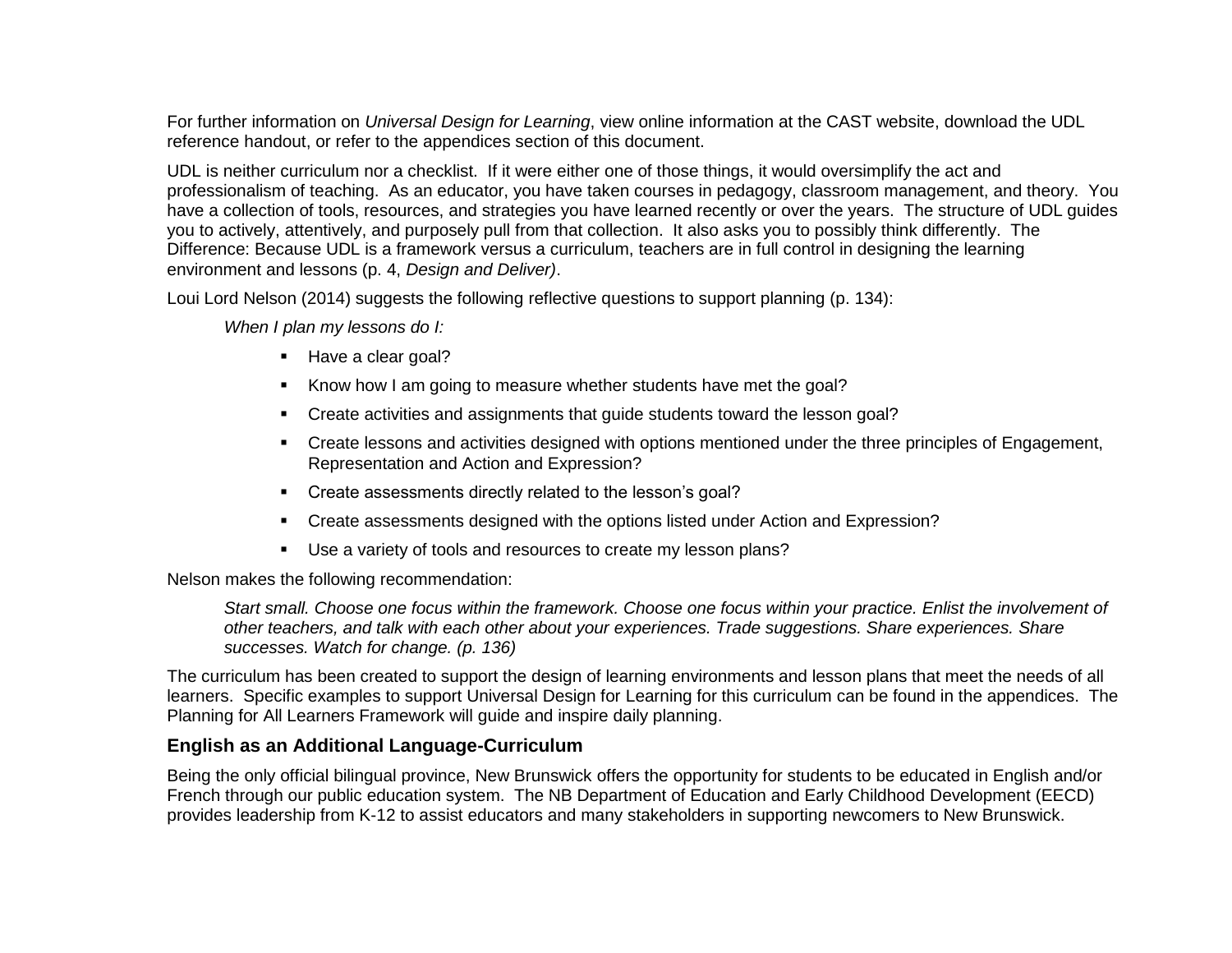For further information on *Universal Design for Learning*, view online information at the CAST website, download the UDL reference handout, or refer to the appendices section of this document.

UDL is neither curriculum nor a checklist. If it were either one of those things, it would oversimplify the act and professionalism of teaching. As an educator, you have taken courses in pedagogy, classroom management, and theory. You have a collection of tools, resources, and strategies you have learned recently or over the years. The structure of UDL guides you to actively, attentively, and purposely pull from that collection. It also asks you to possibly think differently. The Difference: Because UDL is a framework versus a curriculum, teachers are in full control in designing the learning environment and lessons (p. 4, *Design and Deliver)*.

Loui Lord Nelson (2014) suggests the following reflective questions to support planning (p. 134):

> *When I plan my lessons do I:*
>
> - Have a clear goal?
> - Know how I am going to measure whether students have met the goal?
> - Create activities and assignments that guide students toward the lesson goal?
> - Create lessons and activities designed with options mentioned under the three principles of Engagement, Representation and Action and Expression?
> - Create assessments directly related to the lesson's goal?
> - Create assessments designed with the options listed under Action and Expression?
> - Use a variety of tools and resources to create my lesson plans?

Nelson makes the following recommendation:

> *Start small. Choose one focus within the framework. Choose one focus within your practice. Enlist the involvement of other teachers, and talk with each other about your experiences. Trade suggestions. Share experiences. Share successes. Watch for change. (p. 136)*

The curriculum has been created to support the design of learning environments and lesson plans that meet the needs of all learners. Specific examples to support Universal Design for Learning for this curriculum can be found in the appendices. The Planning for All Learners Framework will guide and inspire daily planning.

### English as an Additional Language-Curriculum

Being the only official bilingual province, New Brunswick offers the opportunity for students to be educated in English and/or French through our public education system. The NB Department of Education and Early Childhood Development (EECD) provides leadership from K-12 to assist educators and many stakeholders in supporting newcomers to New Brunswick.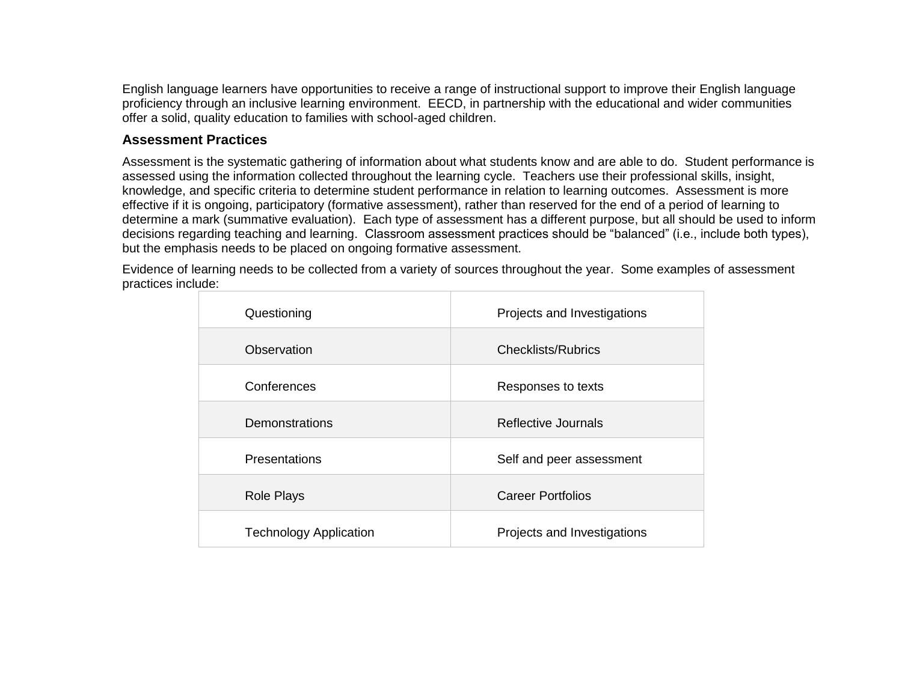English language learners have opportunities to receive a range of instructional support to improve their English language proficiency through an inclusive learning environment. EECD, in partnership with the educational and wider communities offer a solid, quality education to families with school-aged children.

### Assessment Practices

Assessment is the systematic gathering of information about what students know and are able to do. Student performance is assessed using the information collected throughout the learning cycle. Teachers use their professional skills, insight, knowledge, and specific criteria to determine student performance in relation to learning outcomes. Assessment is more effective if it is ongoing, participatory (formative assessment), rather than reserved for the end of a period of learning to determine a mark (summative evaluation). Each type of assessment has a different purpose, but all should be used to inform decisions regarding teaching and learning. Classroom assessment practices should be “balanced” (i.e., include both types), but the emphasis needs to be placed on ongoing formative assessment.

Evidence of learning needs to be collected from a variety of sources throughout the year. Some examples of assessment practices include:

| | |
|---|---|
| Questioning | Projects and Investigations |
| Observation | Checklists/Rubrics |
| Conferences | Responses to texts |
| Demonstrations | Reflective Journals |
| Presentations | Self and peer assessment |
| Role Plays | Career Portfolios |
| Technology Application | Projects and Investigations |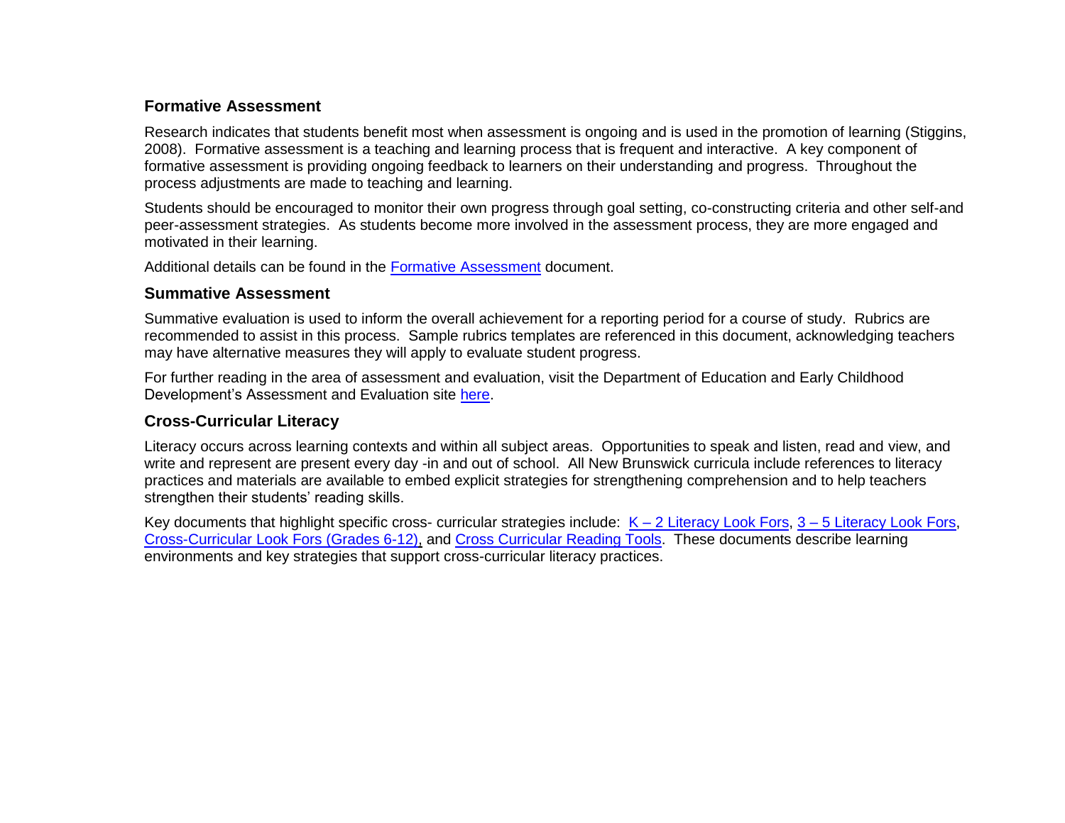### Formative Assessment

Research indicates that students benefit most when assessment is ongoing and is used in the promotion of learning (Stiggins, 2008). Formative assessment is a teaching and learning process that is frequent and interactive. A key component of formative assessment is providing ongoing feedback to learners on their understanding and progress. Throughout the process adjustments are made to teaching and learning.

Students should be encouraged to monitor their own progress through goal setting, co-constructing criteria and other self-and peer-assessment strategies. As students become more involved in the assessment process, they are more engaged and motivated in their learning.

Additional details can be found in the Formative Assessment document.

### Summative Assessment

Summative evaluation is used to inform the overall achievement for a reporting period for a course of study. Rubrics are recommended to assist in this process. Sample rubrics templates are referenced in this document, acknowledging teachers may have alternative measures they will apply to evaluate student progress.

For further reading in the area of assessment and evaluation, visit the Department of Education and Early Childhood Development's Assessment and Evaluation site here.

### Cross-Curricular Literacy

Literacy occurs across learning contexts and within all subject areas. Opportunities to speak and listen, read and view, and write and represent are present every day -in and out of school. All New Brunswick curricula include references to literacy practices and materials are available to embed explicit strategies for strengthening comprehension and to help teachers strengthen their students' reading skills.

Key documents that highlight specific cross- curricular strategies include: K – 2 Literacy Look Fors, 3 – 5 Literacy Look Fors, Cross-Curricular Look Fors (Grades 6-12), and Cross Curricular Reading Tools. These documents describe learning environments and key strategies that support cross-curricular literacy practices.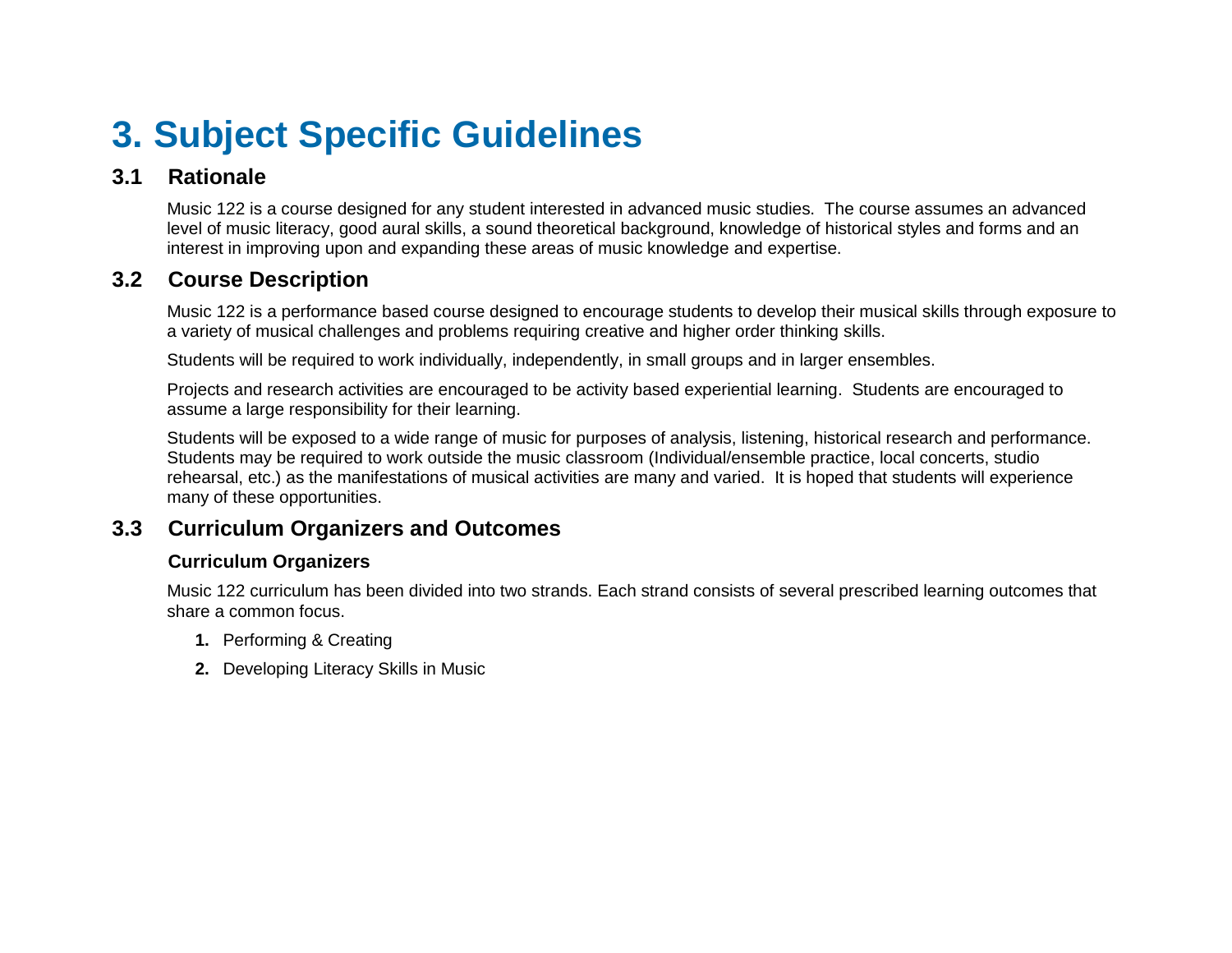# 3. Subject Specific Guidelines

## 3.1 Rationale

Music 122 is a course designed for any student interested in advanced music studies. The course assumes an advanced level of music literacy, good aural skills, a sound theoretical background, knowledge of historical styles and forms and an interest in improving upon and expanding these areas of music knowledge and expertise.

## 3.2 Course Description

Music 122 is a performance based course designed to encourage students to develop their musical skills through exposure to a variety of musical challenges and problems requiring creative and higher order thinking skills.

Students will be required to work individually, independently, in small groups and in larger ensembles.

Projects and research activities are encouraged to be activity based experiential learning. Students are encouraged to assume a large responsibility for their learning.

Students will be exposed to a wide range of music for purposes of analysis, listening, historical research and performance. Students may be required to work outside the music classroom (Individual/ensemble practice, local concerts, studio rehearsal, etc.) as the manifestations of musical activities are many and varied. It is hoped that students will experience many of these opportunities.

## 3.3 Curriculum Organizers and Outcomes

### Curriculum Organizers

Music 122 curriculum has been divided into two strands. Each strand consists of several prescribed learning outcomes that share a common focus.

1. Performing & Creating
2. Developing Literacy Skills in Music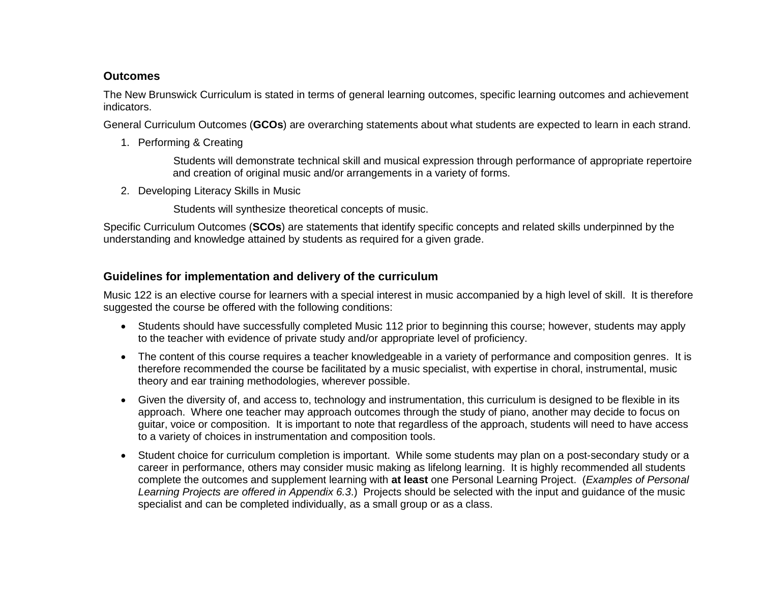## Outcomes

The New Brunswick Curriculum is stated in terms of general learning outcomes, specific learning outcomes and achievement indicators.

General Curriculum Outcomes (**GCOs**) are overarching statements about what students are expected to learn in each strand.

1. Performing & Creating

   Students will demonstrate technical skill and musical expression through performance of appropriate repertoire and creation of original music and/or arrangements in a variety of forms.

2. Developing Literacy Skills in Music

   Students will synthesize theoretical concepts of music.

Specific Curriculum Outcomes (**SCOs**) are statements that identify specific concepts and related skills underpinned by the understanding and knowledge attained by students as required for a given grade.

## Guidelines for implementation and delivery of the curriculum

Music 122 is an elective course for learners with a special interest in music accompanied by a high level of skill. It is therefore suggested the course be offered with the following conditions:

- Students should have successfully completed Music 112 prior to beginning this course; however, students may apply to the teacher with evidence of private study and/or appropriate level of proficiency.
- The content of this course requires a teacher knowledgeable in a variety of performance and composition genres. It is therefore recommended the course be facilitated by a music specialist, with expertise in choral, instrumental, music theory and ear training methodologies, wherever possible.
- Given the diversity of, and access to, technology and instrumentation, this curriculum is designed to be flexible in its approach. Where one teacher may approach outcomes through the study of piano, another may decide to focus on guitar, voice or composition. It is important to note that regardless of the approach, students will need to have access to a variety of choices in instrumentation and composition tools.
- Student choice for curriculum completion is important. While some students may plan on a post-secondary study or a career in performance, others may consider music making as lifelong learning. It is highly recommended all students complete the outcomes and supplement learning with **at least** one Personal Learning Project. (*Examples of Personal Learning Projects are offered in Appendix 6.3*.) Projects should be selected with the input and guidance of the music specialist and can be completed individually, as a small group or as a class.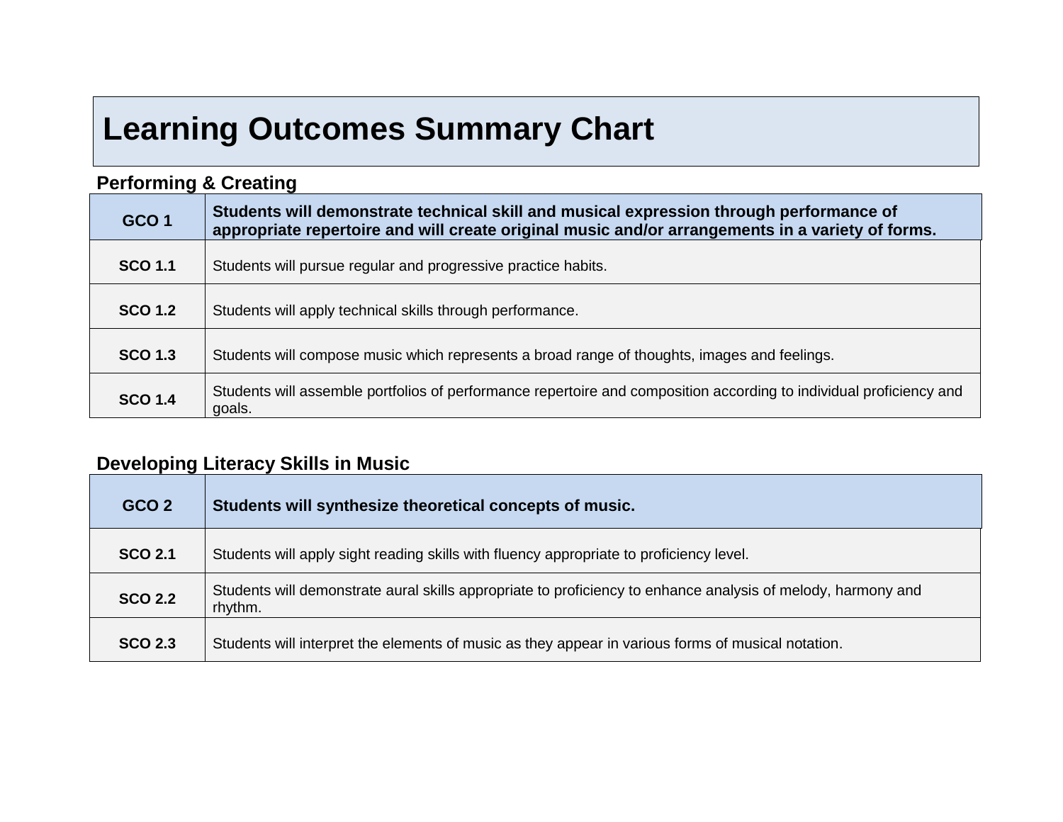# Learning Outcomes Summary Chart

## Performing & Creating

| GCO 1 | Students will demonstrate technical skill and musical expression through performance of appropriate repertoire and will create original music and/or arrangements in a variety of forms. |
|---|---|
| SCO 1.1 | Students will pursue regular and progressive practice habits. |
| SCO 1.2 | Students will apply technical skills through performance. |
| SCO 1.3 | Students will compose music which represents a broad range of thoughts, images and feelings. |
| SCO 1.4 | Students will assemble portfolios of performance repertoire and composition according to individual proficiency and goals. |

## Developing Literacy Skills in Music

| GCO 2 | Students will synthesize theoretical concepts of music. |
|---|---|
| SCO 2.1 | Students will apply sight reading skills with fluency appropriate to proficiency level. |
| SCO 2.2 | Students will demonstrate aural skills appropriate to proficiency to enhance analysis of melody, harmony and rhythm. |
| SCO 2.3 | Students will interpret the elements of music as they appear in various forms of musical notation. |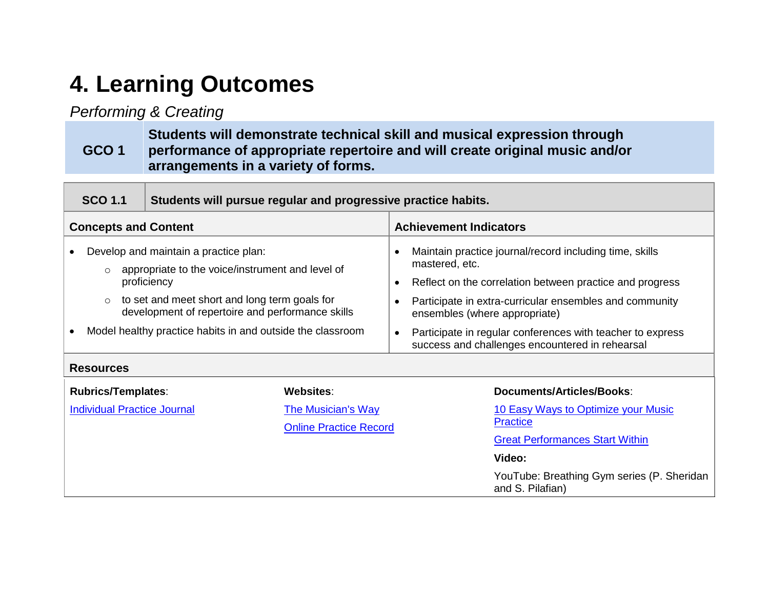# 4. Learning Outcomes

*Performing & Creating*

| GCO 1 | Students will demonstrate technical skill and musical expression through performance of appropriate repertoire and will create original music and/or arrangements in a variety of forms. |
|---|---|

| SCO 1.1 | Students will pursue regular and progressive practice habits. |
|---|---|

| Concepts and Content | Achievement Indicators |
|---|---|
| • Develop and maintain a practice plan:<br>&nbsp;&nbsp;○ appropriate to the voice/instrument and level of proficiency<br>&nbsp;&nbsp;○ to set and meet short and long term goals for development of repertoire and performance skills<br>• Model healthy practice habits in and outside the classroom | • Maintain practice journal/record including time, skills mastered, etc.<br>• Reflect on the correlation between practice and progress<br>• Participate in extra-curricular ensembles and community ensembles (where appropriate)<br>• Participate in regular conferences with teacher to express success and challenges encountered in rehearsal |

**Resources**

| **Rubrics/Templates**: | **Websites**: | **Documents/Articles/Books**: |
|---|---|---|
| Individual Practice Journal | The Musician's Way<br>Online Practice Record | 10 Easy Ways to Optimize your Music Practice<br>Great Performances Start Within<br>**Video:**<br>YouTube: Breathing Gym series (P. Sheridan and S. Pilafian) |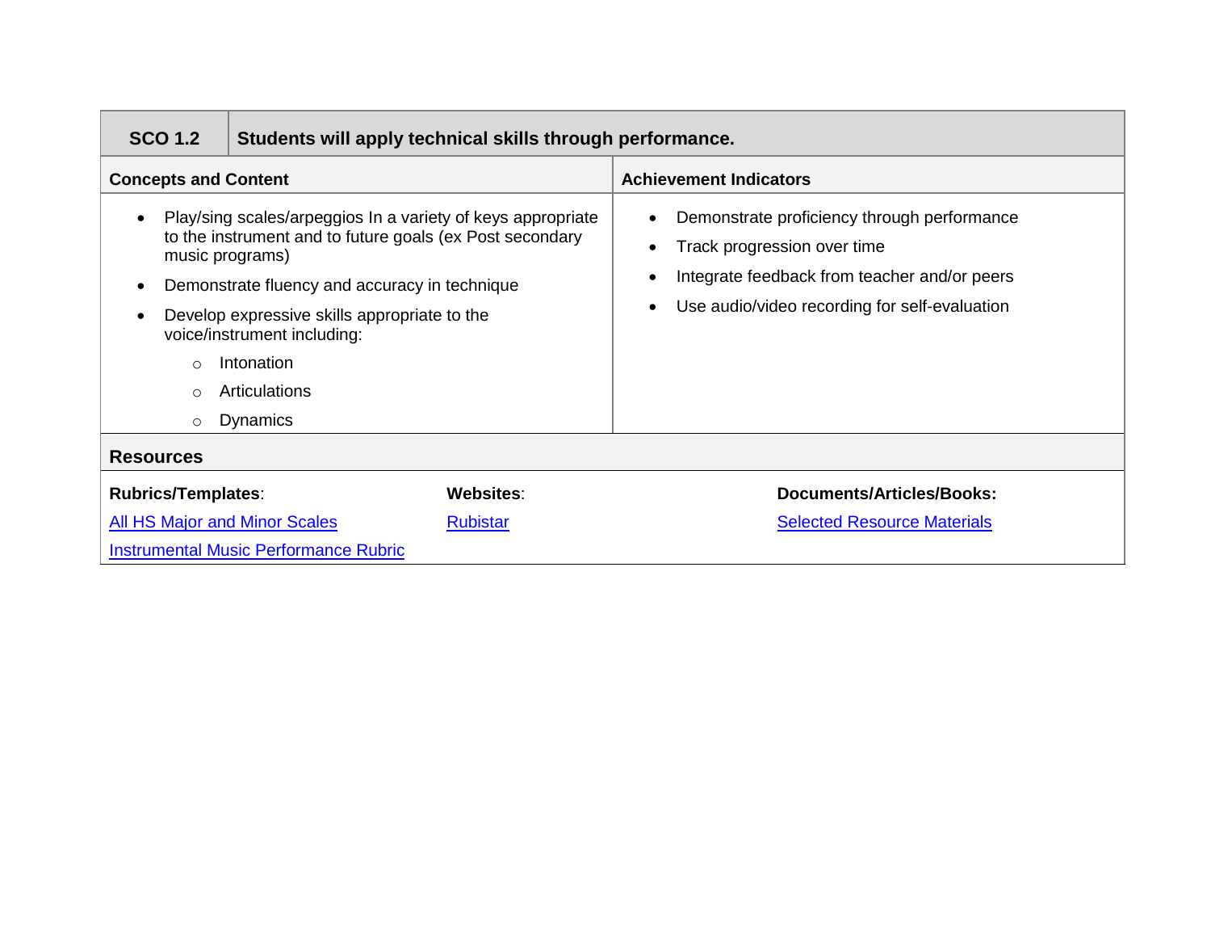| SCO 1.2 | Students will apply technical skills through performance. |
|---|---|
| **Concepts and Content** | **Achievement Indicators** |
| • Play/sing scales/arpeggios In a variety of keys appropriate to the instrument and to future goals (ex Post secondary music programs)<br>• Demonstrate fluency and accuracy in technique<br>• Develop expressive skills appropriate to the voice/instrument including:<br>  ○ Intonation<br>  ○ Articulations<br>  ○ Dynamics | • Demonstrate proficiency through performance<br>• Track progression over time<br>• Integrate feedback from teacher and/or peers<br>• Use audio/video recording for self-evaluation |

**Resources**

| **Rubrics/Templates**: | **Websites**: | **Documents/Articles/Books:** |
|---|---|---|
| All HS Major and Minor Scales | Rubistar | Selected Resource Materials |
| Instrumental Music Performance Rubric | | |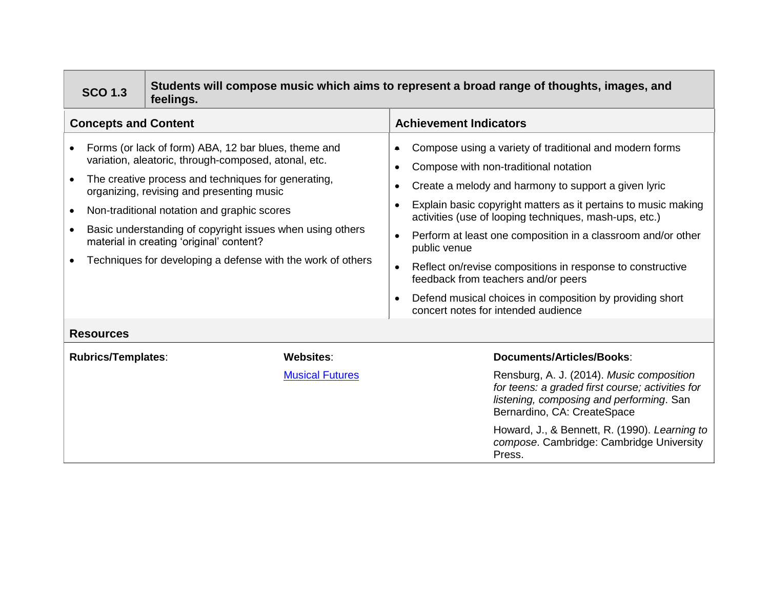| SCO 1.3 | Students will compose music which aims to represent a broad range of thoughts, images, and feelings. |
|---|---|

| Concepts and Content | Achievement Indicators |
|---|---|
| • Forms (or lack of form) ABA, 12 bar blues, theme and variation, aleatoric, through-composed, atonal, etc.<br>• The creative process and techniques for generating, organizing, revising and presenting music<br>• Non-traditional notation and graphic scores<br>• Basic understanding of copyright issues when using others material in creating 'original' content?<br>• Techniques for developing a defense with the work of others | • Compose using a variety of traditional and modern forms<br>• Compose with non-traditional notation<br>• Create a melody and harmony to support a given lyric<br>• Explain basic copyright matters as it pertains to music making activities (use of looping techniques, mash-ups, etc.)<br>• Perform at least one composition in a classroom and/or other public venue<br>• Reflect on/revise compositions in response to constructive feedback from teachers and/or peers<br>• Defend musical choices in composition by providing short concert notes for intended audience |

**Resources**

| **Rubrics/Templates**: | **Websites**: | **Documents/Articles/Books**: |
|---|---|---|
| | Musical Futures | Rensburg, A. J. (2014). *Music composition for teens: a graded first course; activities for listening, composing and performing*. San Bernardino, CA: CreateSpace<br><br>Howard, J., & Bennett, R. (1990). *Learning to compose*. Cambridge: Cambridge University Press. |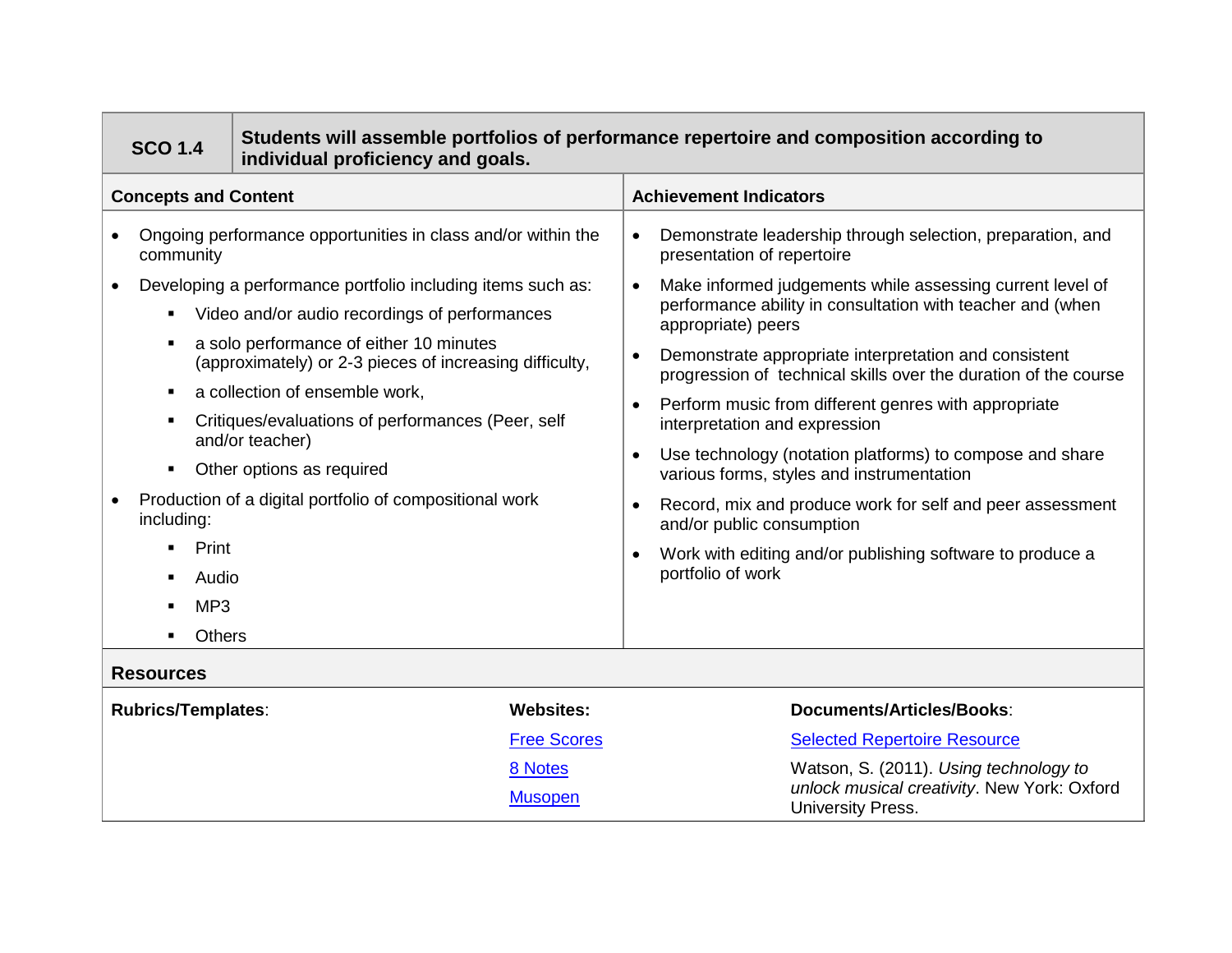| SCO 1.4 | Students will assemble portfolios of performance repertoire and composition according to individual proficiency and goals. |
|---|---|

| Concepts and Content | Achievement Indicators |
|---|---|
| • Ongoing performance opportunities in class and/or within the community<br>• Developing a performance portfolio including items such as:<br>&nbsp;&nbsp;▪ Video and/or audio recordings of performances<br>&nbsp;&nbsp;▪ a solo performance of either 10 minutes (approximately) or 2-3 pieces of increasing difficulty,<br>&nbsp;&nbsp;▪ a collection of ensemble work,<br>&nbsp;&nbsp;▪ Critiques/evaluations of performances (Peer, self and/or teacher)<br>&nbsp;&nbsp;▪ Other options as required<br>• Production of a digital portfolio of compositional work including:<br>&nbsp;&nbsp;▪ Print<br>&nbsp;&nbsp;▪ Audio<br>&nbsp;&nbsp;▪ MP3<br>&nbsp;&nbsp;▪ Others | • Demonstrate leadership through selection, preparation, and presentation of repertoire<br>• Make informed judgements while assessing current level of performance ability in consultation with teacher and (when appropriate) peers<br>• Demonstrate appropriate interpretation and consistent progression of technical skills over the duration of the course<br>• Perform music from different genres with appropriate interpretation and expression<br>• Use technology (notation platforms) to compose and share various forms, styles and instrumentation<br>• Record, mix and produce work for self and peer assessment and/or public consumption<br>• Work with editing and/or publishing software to produce a portfolio of work |

**Resources**

| **Rubrics/Templates**: | **Websites:** | **Documents/Articles/Books**: |
|---|---|---|
| | Free Scores<br>8 Notes<br>Musopen | Selected Repertoire Resource<br>Watson, S. (2011). *Using technology to unlock musical creativity*. New York: Oxford University Press. |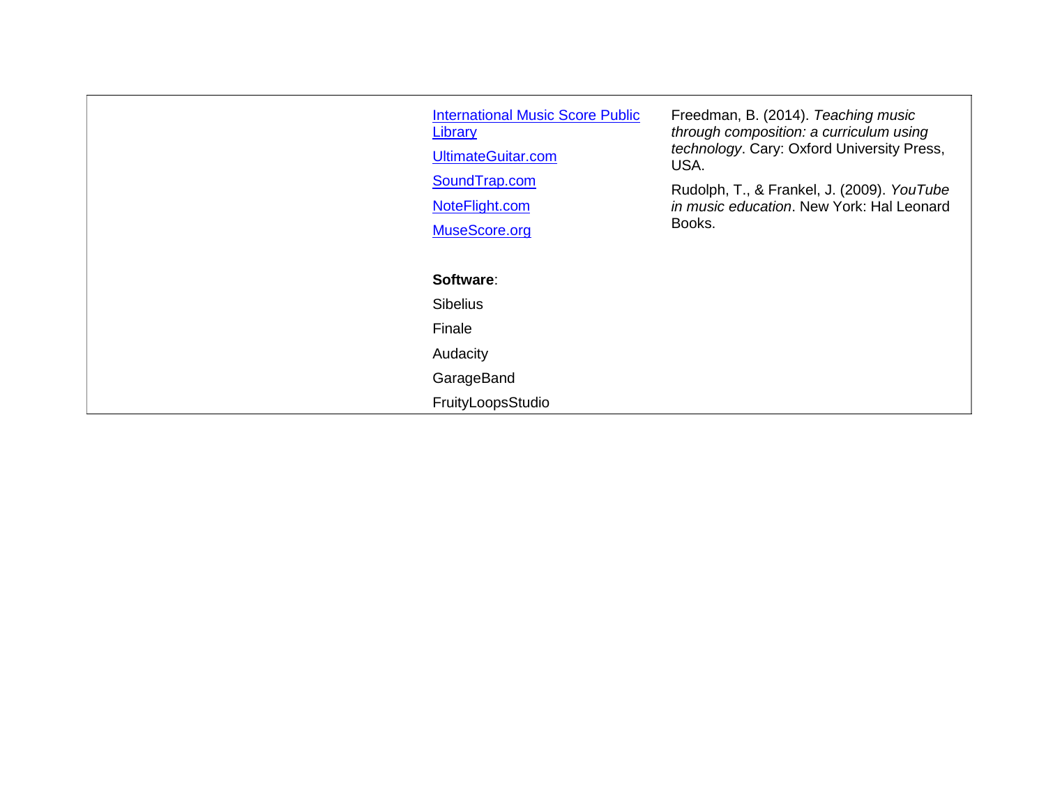| | | |
|---|---|---|
| | International Music Score Public Library<br><br>UltimateGuitar.com<br><br>SoundTrap.com<br><br>NoteFlight.com<br><br>MuseScore.org<br><br>**Software**:<br><br>Sibelius<br><br>Finale<br><br>Audacity<br><br>GarageBand<br><br>FruityLoopsStudio | Freedman, B. (2014). *Teaching music through composition: a curriculum using technology*. Cary: Oxford University Press, USA.<br><br>Rudolph, T., & Frankel, J. (2009). *YouTube in music education*. New York: Hal Leonard Books. |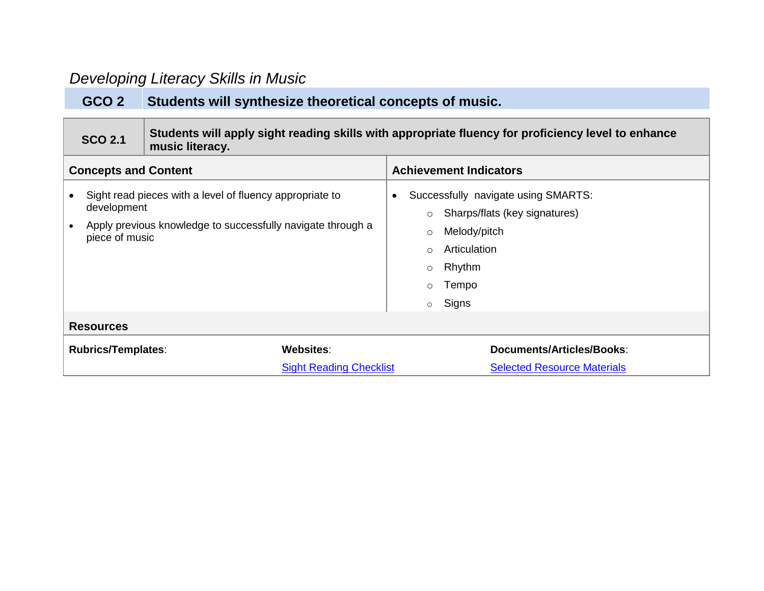*Developing Literacy Skills in Music*

| GCO 2 | Students will synthesize theoretical concepts of music. |
|---|---|

| SCO 2.1 | Students will apply sight reading skills with appropriate fluency for proficiency level to enhance music literacy. |
|---|---|

| Concepts and Content | Achievement Indicators |
|---|---|
| • Sight read pieces with a level of fluency appropriate to development<br>• Apply previous knowledge to successfully navigate through a piece of music | • Successfully navigate using SMARTS:<br>○ Sharps/flats (key signatures)<br>○ Melody/pitch<br>○ Articulation<br>○ Rhythm<br>○ Tempo<br>○ Signs |

**Resources**

| **Rubrics/Templates**: | **Websites**: | **Documents/Articles/Books**: |
|---|---|---|
| | Sight Reading Checklist | Selected Resource Materials |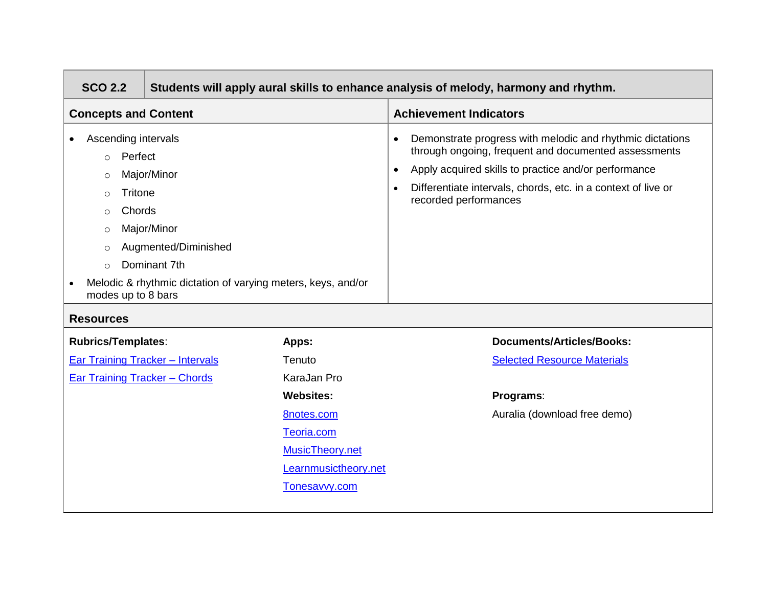| SCO 2.2 | Students will apply aural skills to enhance analysis of melody, harmony and rhythm. |
|---|---|

| Concepts and Content | Achievement Indicators |
|---|---|
| • Ascending intervals<br>  ○ Perfect<br>  ○ Major/Minor<br>  ○ Tritone<br>  ○ Chords<br>  ○ Major/Minor<br>  ○ Augmented/Diminished<br>  ○ Dominant 7th<br>• Melodic & rhythmic dictation of varying meters, keys, and/or modes up to 8 bars | • Demonstrate progress with melodic and rhythmic dictations through ongoing, frequent and documented assessments<br>• Apply acquired skills to practice and/or performance<br>• Differentiate intervals, chords, etc. in a context of live or recorded performances |

**Resources**

**Rubrics/Templates**:

Ear Training Tracker – Intervals

Ear Training Tracker – Chords

**Apps:**

Tenuto

KaraJan Pro

**Websites:**

8notes.com

Teoria.com

MusicTheory.net

Learnmusictheory.net

Tonesavvy.com

**Documents/Articles/Books:**

Selected Resource Materials

**Programs**:

Auralia (download free demo)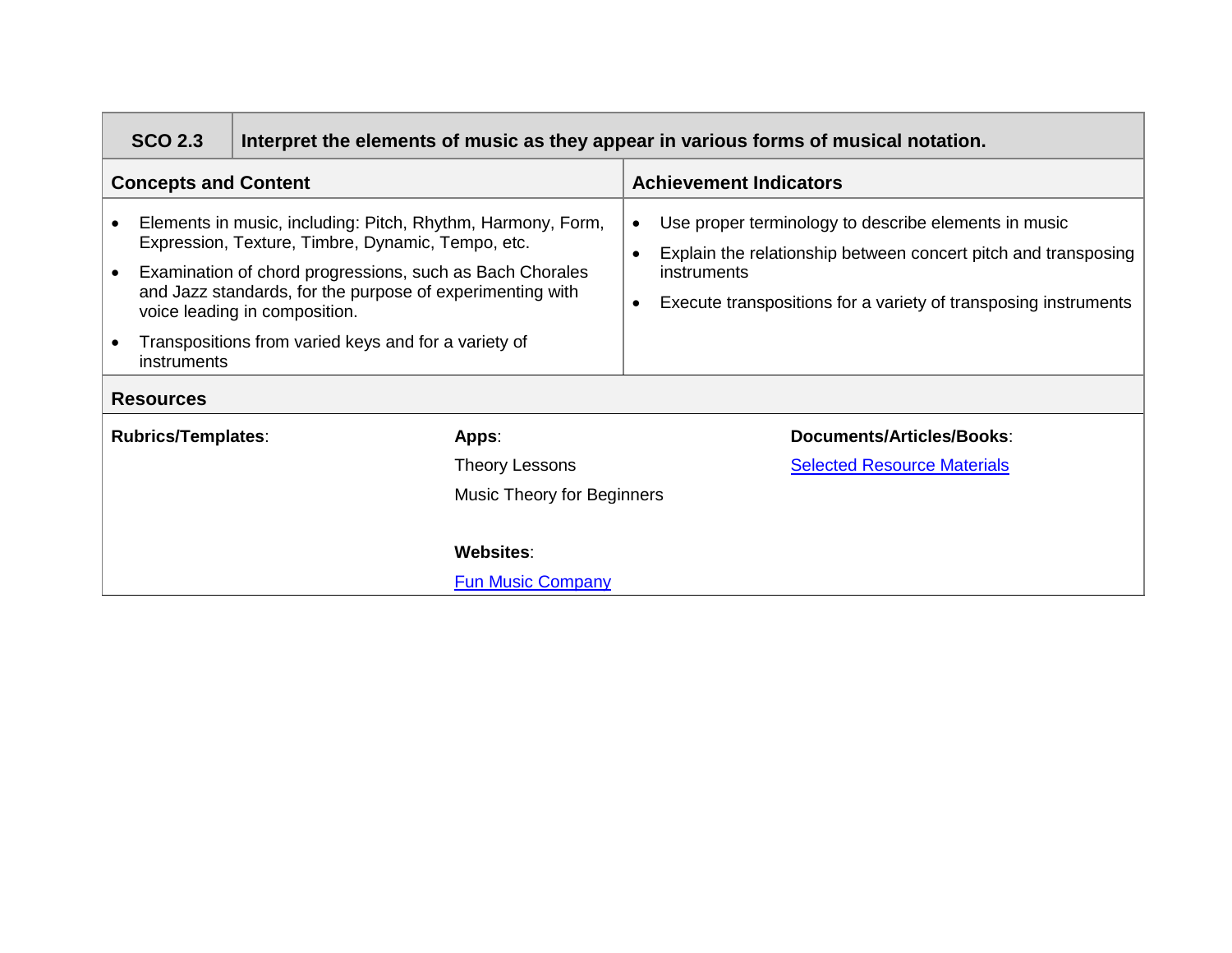| SCO 2.3 | Interpret the elements of music as they appear in various forms of musical notation. |
| --- | --- |

| Concepts and Content | Achievement Indicators |
| --- | --- |
| • Elements in music, including: Pitch, Rhythm, Harmony, Form, Expression, Texture, Timbre, Dynamic, Tempo, etc.<br>• Examination of chord progressions, such as Bach Chorales and Jazz standards, for the purpose of experimenting with voice leading in composition.<br>• Transpositions from varied keys and for a variety of instruments | • Use proper terminology to describe elements in music<br>• Explain the relationship between concert pitch and transposing instruments<br>• Execute transpositions for a variety of transposing instruments |

**Resources**

| Rubrics/Templates: | Apps: | Documents/Articles/Books: |
| --- | --- | --- |
| | Theory Lessons<br>Music Theory for Beginners<br><br>**Websites**:<br>Fun Music Company | Selected Resource Materials |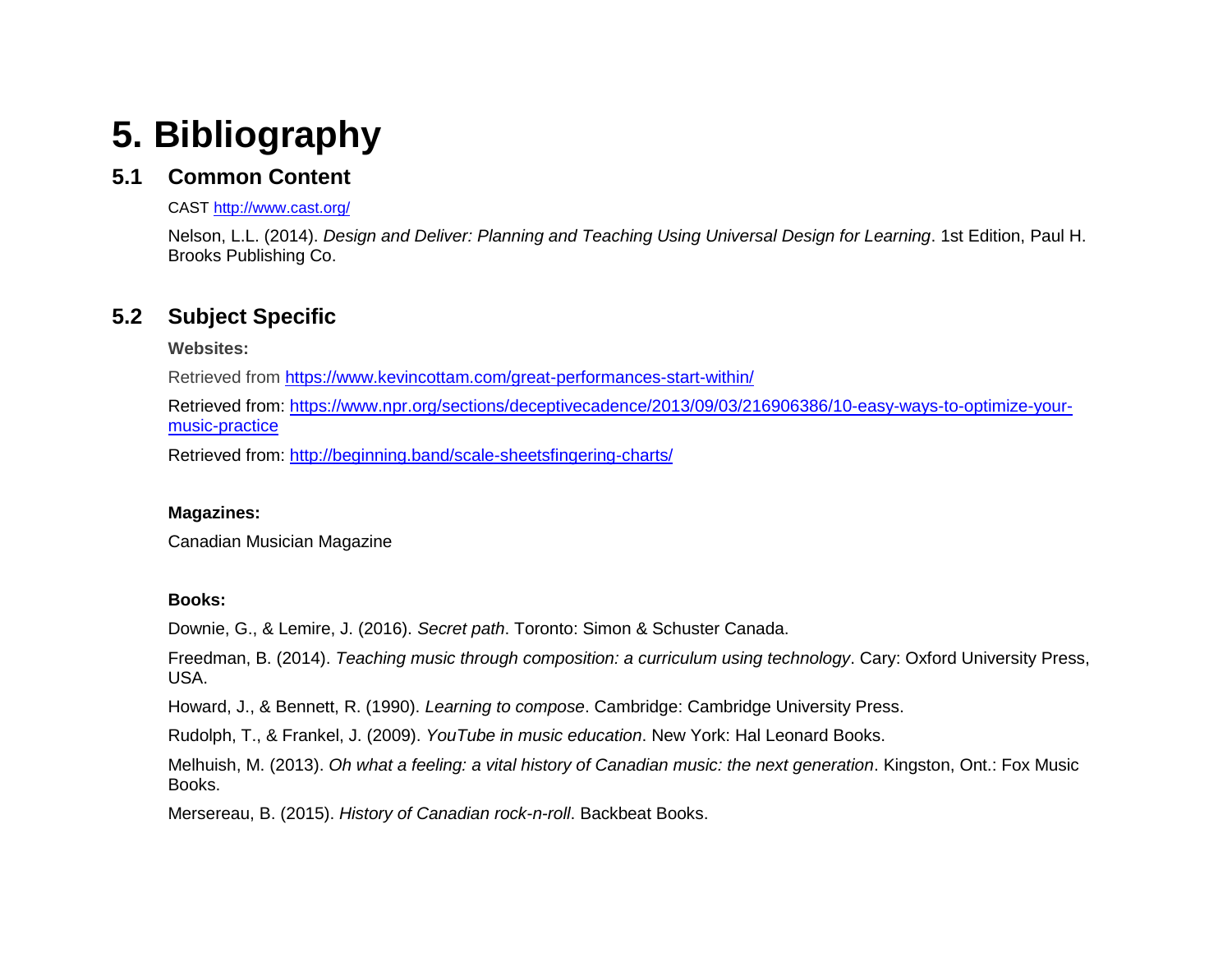# 5. Bibliography

## 5.1 Common Content

CAST http://www.cast.org/

Nelson, L.L. (2014). *Design and Deliver: Planning and Teaching Using Universal Design for Learning*. 1st Edition, Paul H. Brooks Publishing Co.

## 5.2 Subject Specific

**Websites:**

Retrieved from https://www.kevincottam.com/great-performances-start-within/

Retrieved from: https://www.npr.org/sections/deceptivecadence/2013/09/03/216906386/10-easy-ways-to-optimize-your-music-practice

Retrieved from: http://beginning.band/scale-sheetsfingering-charts/

**Magazines:**

Canadian Musician Magazine

**Books:**

Downie, G., & Lemire, J. (2016). *Secret path*. Toronto: Simon & Schuster Canada.

Freedman, B. (2014). *Teaching music through composition: a curriculum using technology*. Cary: Oxford University Press, USA.

Howard, J., & Bennett, R. (1990). *Learning to compose*. Cambridge: Cambridge University Press.

Rudolph, T., & Frankel, J. (2009). *YouTube in music education*. New York: Hal Leonard Books.

Melhuish, M. (2013). *Oh what a feeling: a vital history of Canadian music: the next generation*. Kingston, Ont.: Fox Music Books.

Mersereau, B. (2015). *History of Canadian rock-n-roll*. Backbeat Books.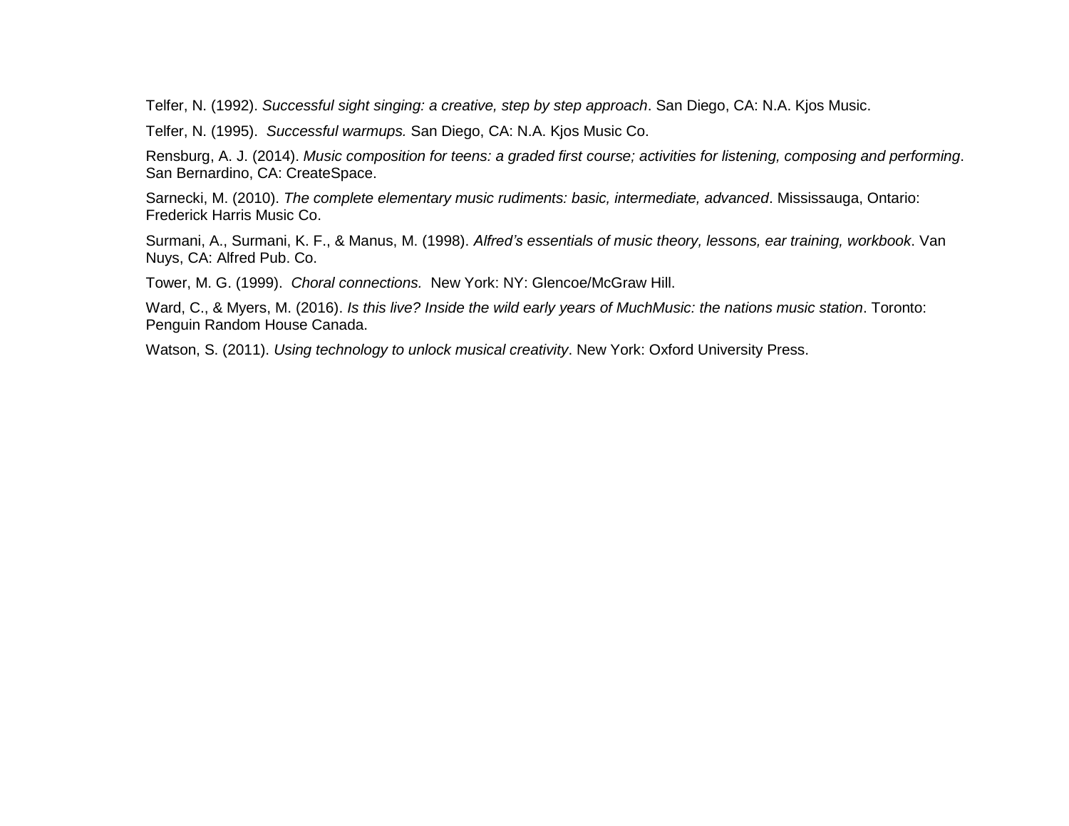Telfer, N. (1992). *Successful sight singing: a creative, step by step approach*. San Diego, CA: N.A. Kjos Music.

Telfer, N. (1995). *Successful warmups.* San Diego, CA: N.A. Kjos Music Co.

Rensburg, A. J. (2014). *Music composition for teens: a graded first course; activities for listening, composing and performing*. San Bernardino, CA: CreateSpace.

Sarnecki, M. (2010). *The complete elementary music rudiments: basic, intermediate, advanced*. Mississauga, Ontario: Frederick Harris Music Co.

Surmani, A., Surmani, K. F., & Manus, M. (1998). *Alfred's essentials of music theory, lessons, ear training, workbook*. Van Nuys, CA: Alfred Pub. Co.

Tower, M. G. (1999). *Choral connections.* New York: NY: Glencoe/McGraw Hill.

Ward, C., & Myers, M. (2016). *Is this live? Inside the wild early years of MuchMusic: the nations music station*. Toronto: Penguin Random House Canada.

Watson, S. (2011). *Using technology to unlock musical creativity*. New York: Oxford University Press.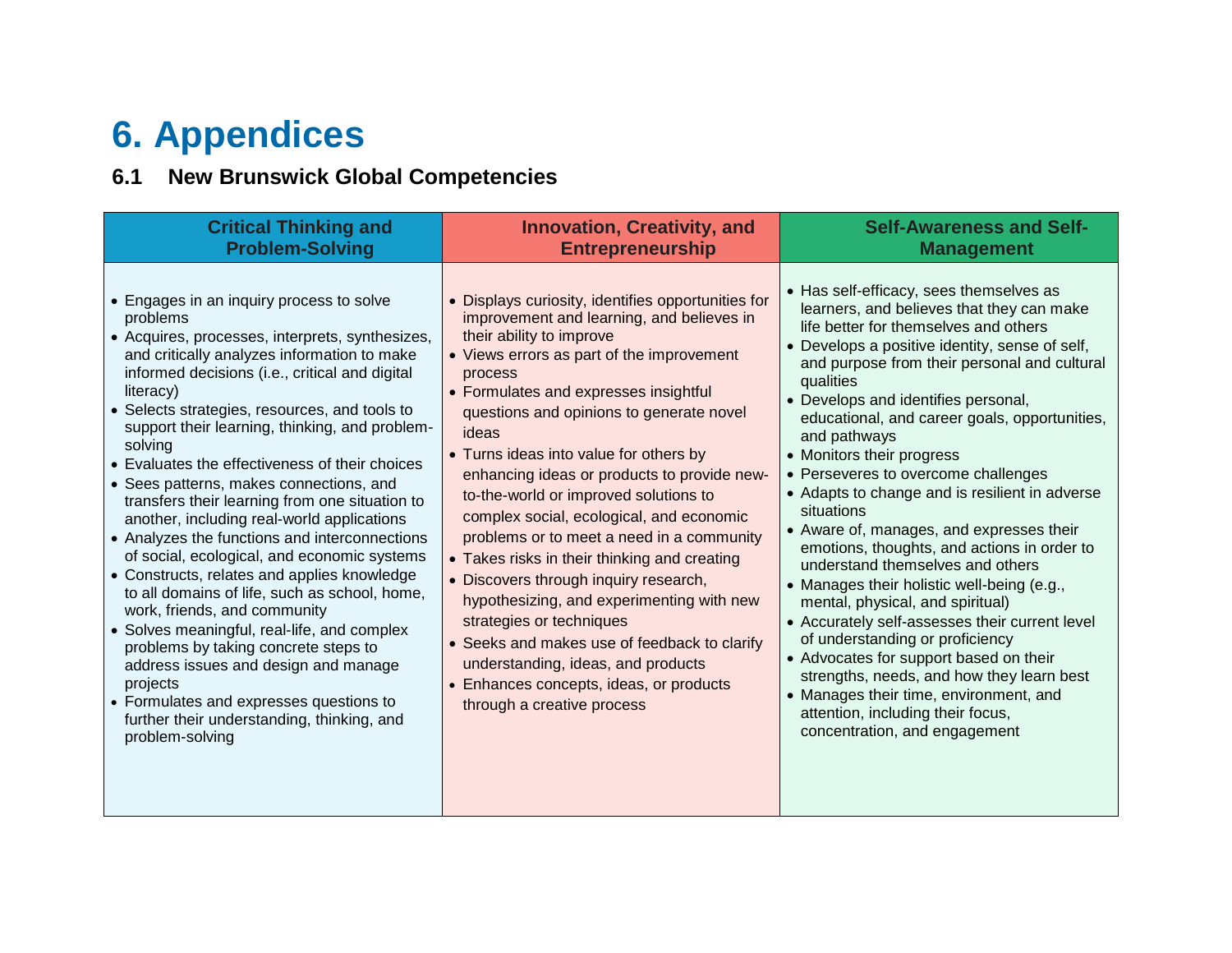# 6. Appendices

## 6.1 New Brunswick Global Competencies

| Critical Thinking and Problem-Solving | Innovation, Creativity, and Entrepreneurship | Self-Awareness and Self-Management |
|---|---|---|
| • Engages in an inquiry process to solve problems<br>• Acquires, processes, interprets, synthesizes, and critically analyzes information to make informed decisions (i.e., critical and digital literacy)<br>• Selects strategies, resources, and tools to support their learning, thinking, and problem-solving<br>• Evaluates the effectiveness of their choices<br>• Sees patterns, makes connections, and transfers their learning from one situation to another, including real-world applications<br>• Analyzes the functions and interconnections of social, ecological, and economic systems<br>• Constructs, relates and applies knowledge to all domains of life, such as school, home, work, friends, and community<br>• Solves meaningful, real-life, and complex problems by taking concrete steps to address issues and design and manage projects<br>• Formulates and expresses questions to further their understanding, thinking, and problem-solving | • Displays curiosity, identifies opportunities for improvement and learning, and believes in their ability to improve<br>• Views errors as part of the improvement process<br>• Formulates and expresses insightful questions and opinions to generate novel ideas<br>• Turns ideas into value for others by enhancing ideas or products to provide new-to-the-world or improved solutions to complex social, ecological, and economic problems or to meet a need in a community<br>• Takes risks in their thinking and creating<br>• Discovers through inquiry research, hypothesizing, and experimenting with new strategies or techniques<br>• Seeks and makes use of feedback to clarify understanding, ideas, and products<br>• Enhances concepts, ideas, or products through a creative process | • Has self-efficacy, sees themselves as learners, and believes that they can make life better for themselves and others<br>• Develops a positive identity, sense of self, and purpose from their personal and cultural qualities<br>• Develops and identifies personal, educational, and career goals, opportunities, and pathways<br>• Monitors their progress<br>• Perseveres to overcome challenges<br>• Adapts to change and is resilient in adverse situations<br>• Aware of, manages, and expresses their emotions, thoughts, and actions in order to understand themselves and others<br>• Manages their holistic well-being (e.g., mental, physical, and spiritual)<br>• Accurately self-assesses their current level of understanding or proficiency<br>• Advocates for support based on their strengths, needs, and how they learn best<br>• Manages their time, environment, and attention, including their focus, concentration, and engagement |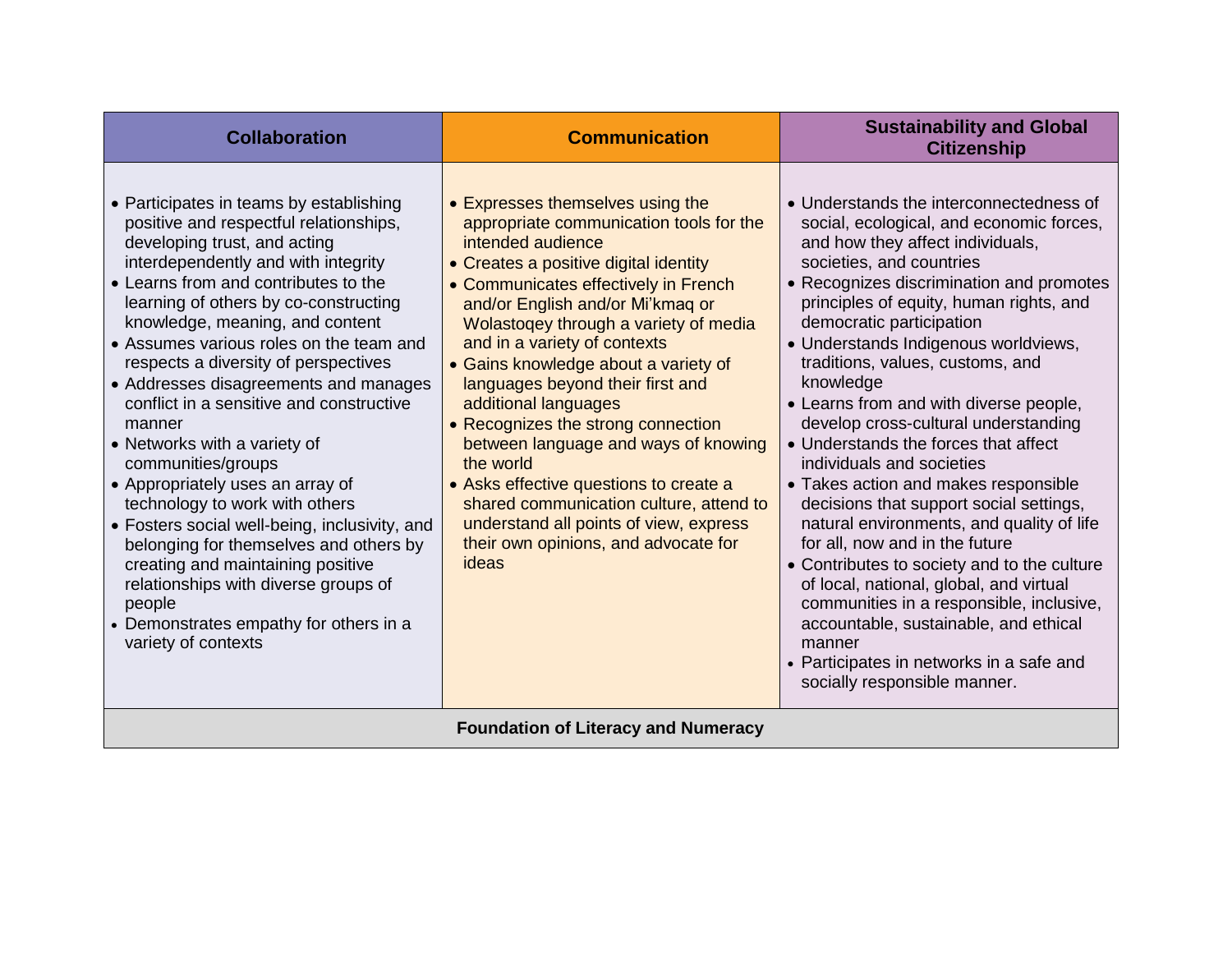| Collaboration | Communication | Sustainability and Global Citizenship |
|---|---|---|
| • Participates in teams by establishing positive and respectful relationships, developing trust, and acting interdependently and with integrity<br>• Learns from and contributes to the learning of others by co-constructing knowledge, meaning, and content<br>• Assumes various roles on the team and respects a diversity of perspectives<br>• Addresses disagreements and manages conflict in a sensitive and constructive manner<br>• Networks with a variety of communities/groups<br>• Appropriately uses an array of technology to work with others<br>• Fosters social well-being, inclusivity, and belonging for themselves and others by creating and maintaining positive relationships with diverse groups of people<br>• Demonstrates empathy for others in a variety of contexts | • Expresses themselves using the appropriate communication tools for the intended audience<br>• Creates a positive digital identity<br>• Communicates effectively in French and/or English and/or Mi'kmaq or Wolastoqey through a variety of media and in a variety of contexts<br>• Gains knowledge about a variety of languages beyond their first and additional languages<br>• Recognizes the strong connection between language and ways of knowing the world<br>• Asks effective questions to create a shared communication culture, attend to understand all points of view, express their own opinions, and advocate for ideas | • Understands the interconnectedness of social, ecological, and economic forces, and how they affect individuals, societies, and countries<br>• Recognizes discrimination and promotes principles of equity, human rights, and democratic participation<br>• Understands Indigenous worldviews, traditions, values, customs, and knowledge<br>• Learns from and with diverse people, develop cross-cultural understanding<br>• Understands the forces that affect individuals and societies<br>• Takes action and makes responsible decisions that support social settings, natural environments, and quality of life for all, now and in the future<br>• Contributes to society and to the culture of local, national, global, and virtual communities in a responsible, inclusive, accountable, sustainable, and ethical manner<br>• Participates in networks in a safe and socially responsible manner. |
| **Foundation of Literacy and Numeracy** | | |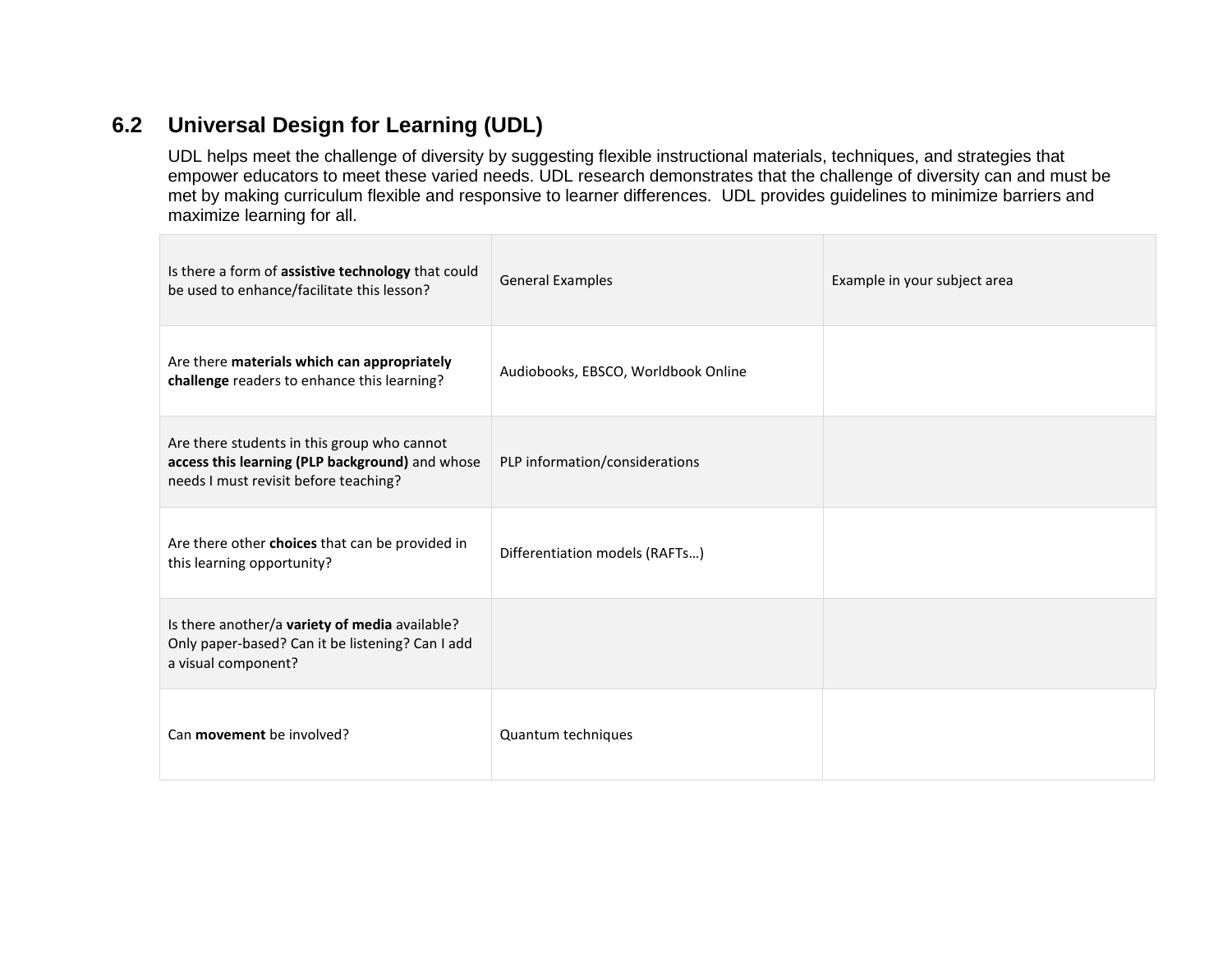## 6.2 Universal Design for Learning (UDL)

UDL helps meet the challenge of diversity by suggesting flexible instructional materials, techniques, and strategies that empower educators to meet these varied needs. UDL research demonstrates that the challenge of diversity can and must be met by making curriculum flexible and responsive to learner differences. UDL provides guidelines to minimize barriers and maximize learning for all.

| Is there a form of **assistive technology** that could be used to enhance/facilitate this lesson? | General Examples | Example in your subject area |
|---|---|---|
| Are there **materials which can appropriately challenge** readers to enhance this learning? | Audiobooks, EBSCO, Worldbook Online | |
| Are there students in this group who cannot **access this learning (PLP background)** and whose needs I must revisit before teaching? | PLP information/considerations | |
| Are there other **choices** that can be provided in this learning opportunity? | Differentiation models (RAFTs…) | |
| Is there another/a **variety of media** available? Only paper-based? Can it be listening? Can I add a visual component? | | |
| Can **movement** be involved? | Quantum techniques | |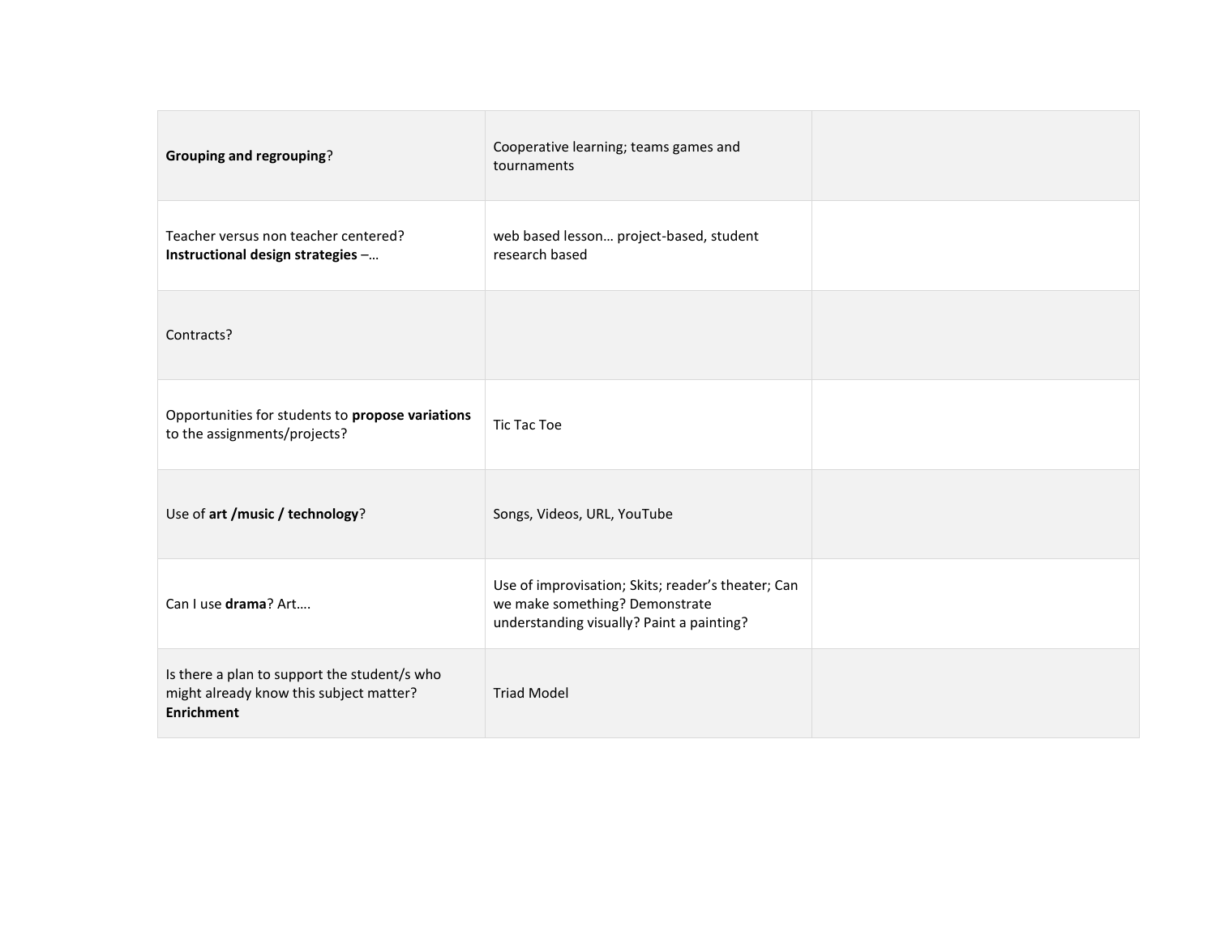| | | |
|---|---|---|
| **Grouping and regrouping**? | Cooperative learning; teams games and tournaments | |
| Teacher versus non teacher centered? **Instructional design strategies** –… | web based lesson… project-based, student research based | |
| Contracts? | | |
| Opportunities for students to **propose variations** to the assignments/projects? | Tic Tac Toe | |
| Use of **art /music / technology**? | Songs, Videos, URL, YouTube | |
| Can I use **drama**? Art…. | Use of improvisation; Skits; reader's theater; Can we make something? Demonstrate understanding visually? Paint a painting? | |
| Is there a plan to support the student/s who might already know this subject matter? **Enrichment** | Triad Model | |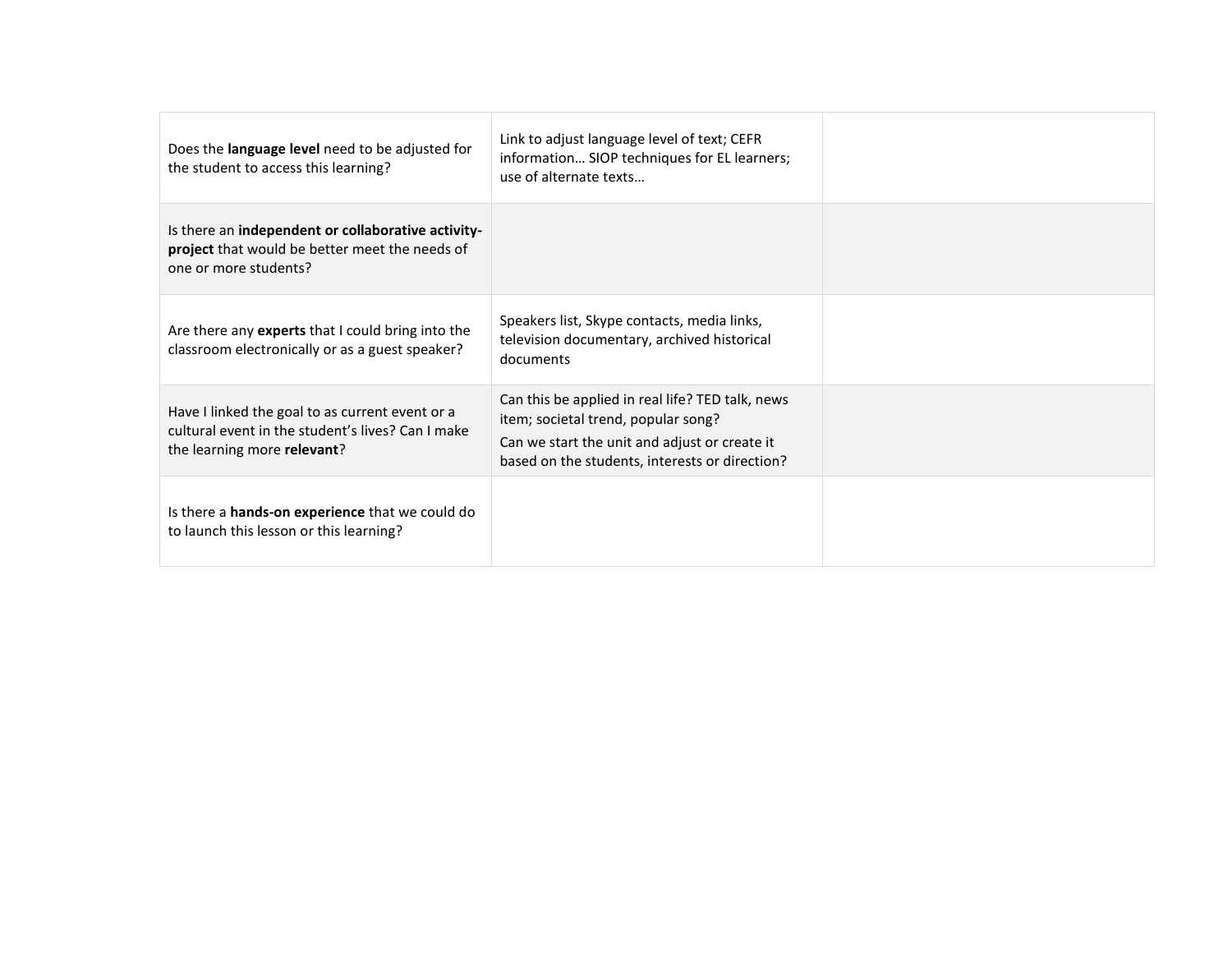| | | |
|---|---|---|
| Does the **language level** need to be adjusted for the student to access this learning? | Link to adjust language level of text; CEFR information… SIOP techniques for EL learners; use of alternate texts… | |
| Is there an **independent or collaborative activity-project** that would be better meet the needs of one or more students? | | |
| Are there any **experts** that I could bring into the classroom electronically or as a guest speaker? | Speakers list, Skype contacts, media links, television documentary, archived historical documents | |
| Have I linked the goal to as current event or a cultural event in the student's lives? Can I make the learning more **relevant**? | Can this be applied in real life? TED talk, news item; societal trend, popular song?<br>Can we start the unit and adjust or create it based on the students, interests or direction? | |
| Is there a **hands-on experience** that we could do to launch this lesson or this learning? | | |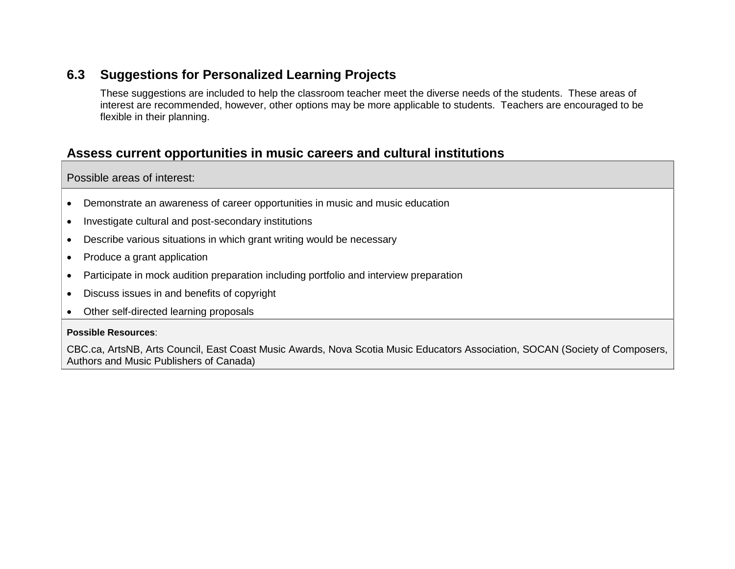## 6.3 Suggestions for Personalized Learning Projects

These suggestions are included to help the classroom teacher meet the diverse needs of the students. These areas of interest are recommended, however, other options may be more applicable to students. Teachers are encouraged to be flexible in their planning.

### Assess current opportunities in music careers and cultural institutions

| Possible areas of interest: |
|---|
| • Demonstrate an awareness of career opportunities in music and music education<br>• Investigate cultural and post-secondary institutions<br>• Describe various situations in which grant writing would be necessary<br>• Produce a grant application<br>• Participate in mock audition preparation including portfolio and interview preparation<br>• Discuss issues in and benefits of copyright<br>• Other self-directed learning proposals |
| **Possible Resources**:<br>CBC.ca, ArtsNB, Arts Council, East Coast Music Awards, Nova Scotia Music Educators Association, SOCAN (Society of Composers, Authors and Music Publishers of Canada) |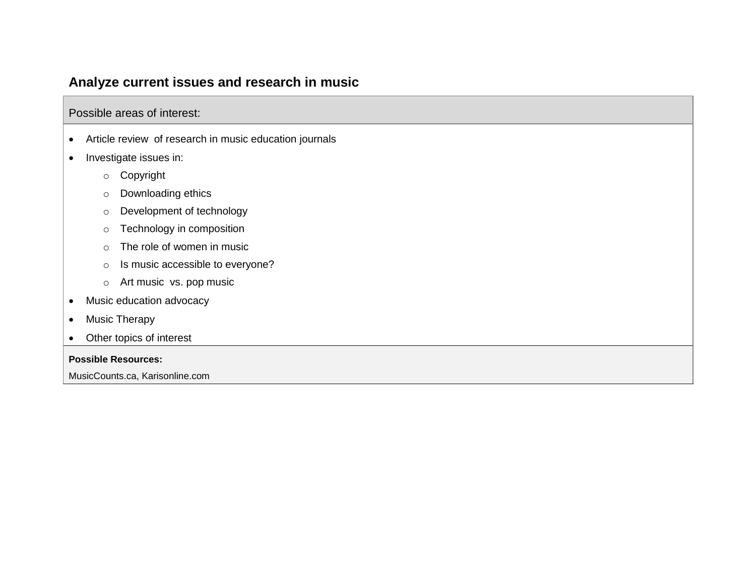## Analyze current issues and research in music

| Possible areas of interest: |
|---|
| • Article review of research in music education journals<br>• Investigate issues in:<br>  ○ Copyright<br>  ○ Downloading ethics<br>  ○ Development of technology<br>  ○ Technology in composition<br>  ○ The role of women in music<br>  ○ Is music accessible to everyone?<br>  ○ Art music vs. pop music<br>• Music education advocacy<br>• Music Therapy<br>• Other topics of interest |
| **Possible Resources:**<br>MusicCounts.ca, Karisonline.com |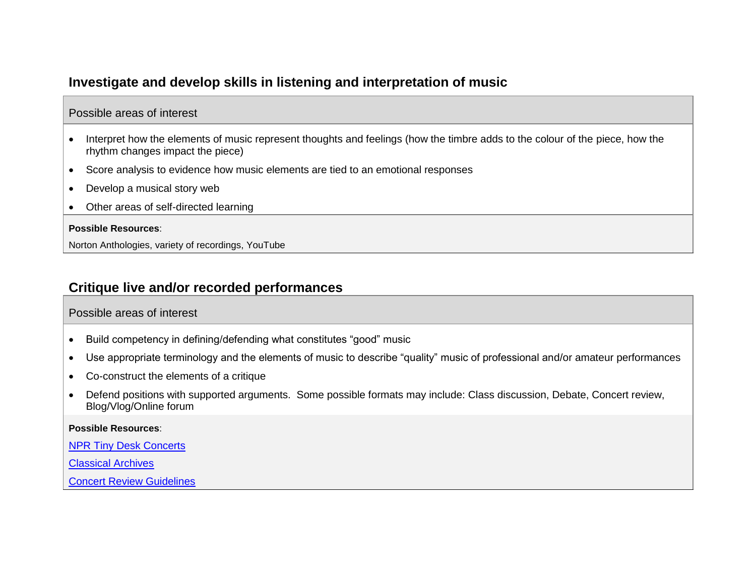## Investigate and develop skills in listening and interpretation of music

Possible areas of interest

- Interpret how the elements of music represent thoughts and feelings (how the timbre adds to the colour of the piece, how the rhythm changes impact the piece)
- Score analysis to evidence how music elements are tied to an emotional responses
- Develop a musical story web
- Other areas of self-directed learning

**Possible Resources**:

Norton Anthologies, variety of recordings, YouTube

## Critique live and/or recorded performances

Possible areas of interest

- Build competency in defining/defending what constitutes "good" music
- Use appropriate terminology and the elements of music to describe "quality" music of professional and/or amateur performances
- Co-construct the elements of a critique
- Defend positions with supported arguments. Some possible formats may include: Class discussion, Debate, Concert review, Blog/Vlog/Online forum

**Possible Resources**:

NPR Tiny Desk Concerts

Classical Archives

Concert Review Guidelines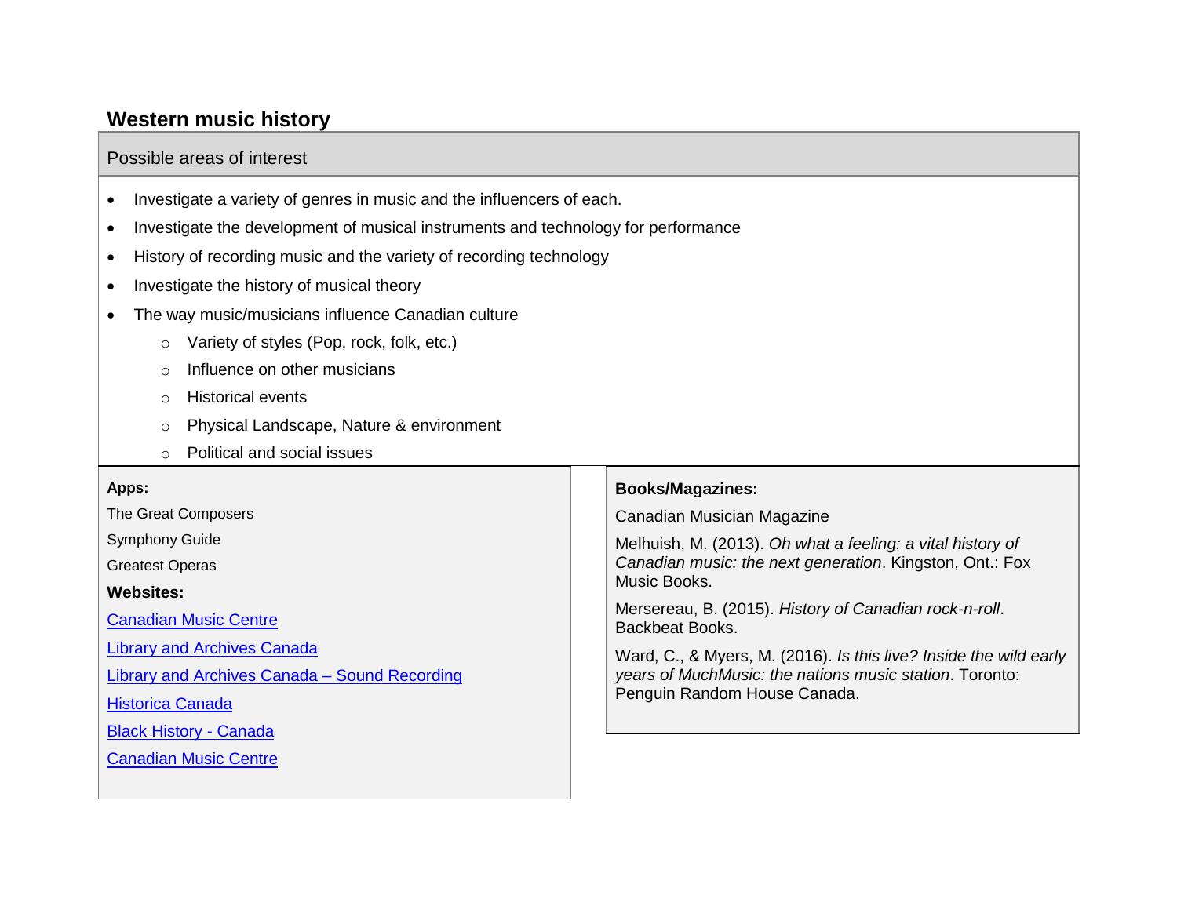## Western music history

**Possible areas of interest**

- Investigate a variety of genres in music and the influencers of each.
- Investigate the development of musical instruments and technology for performance
- History of recording music and the variety of recording technology
- Investigate the history of musical theory
- The way music/musicians influence Canadian culture
  - Variety of styles (Pop, rock, folk, etc.)
  - Influence on other musicians
  - Historical events
  - Physical Landscape, Nature & environment
  - Political and social issues

**Apps:**

The Great Composers

Symphony Guide

Greatest Operas

**Websites:**

Canadian Music Centre

Library and Archives Canada

Library and Archives Canada – Sound Recording

Historica Canada

Black History - Canada

Canadian Music Centre

**Books/Magazines:**

Canadian Musician Magazine

Melhuish, M. (2013). *Oh what a feeling: a vital history of Canadian music: the next generation*. Kingston, Ont.: Fox Music Books.

Mersereau, B. (2015). *History of Canadian rock-n-roll*. Backbeat Books.

Ward, C., & Myers, M. (2016). *Is this live? Inside the wild early years of MuchMusic: the nations music station*. Toronto: Penguin Random House Canada.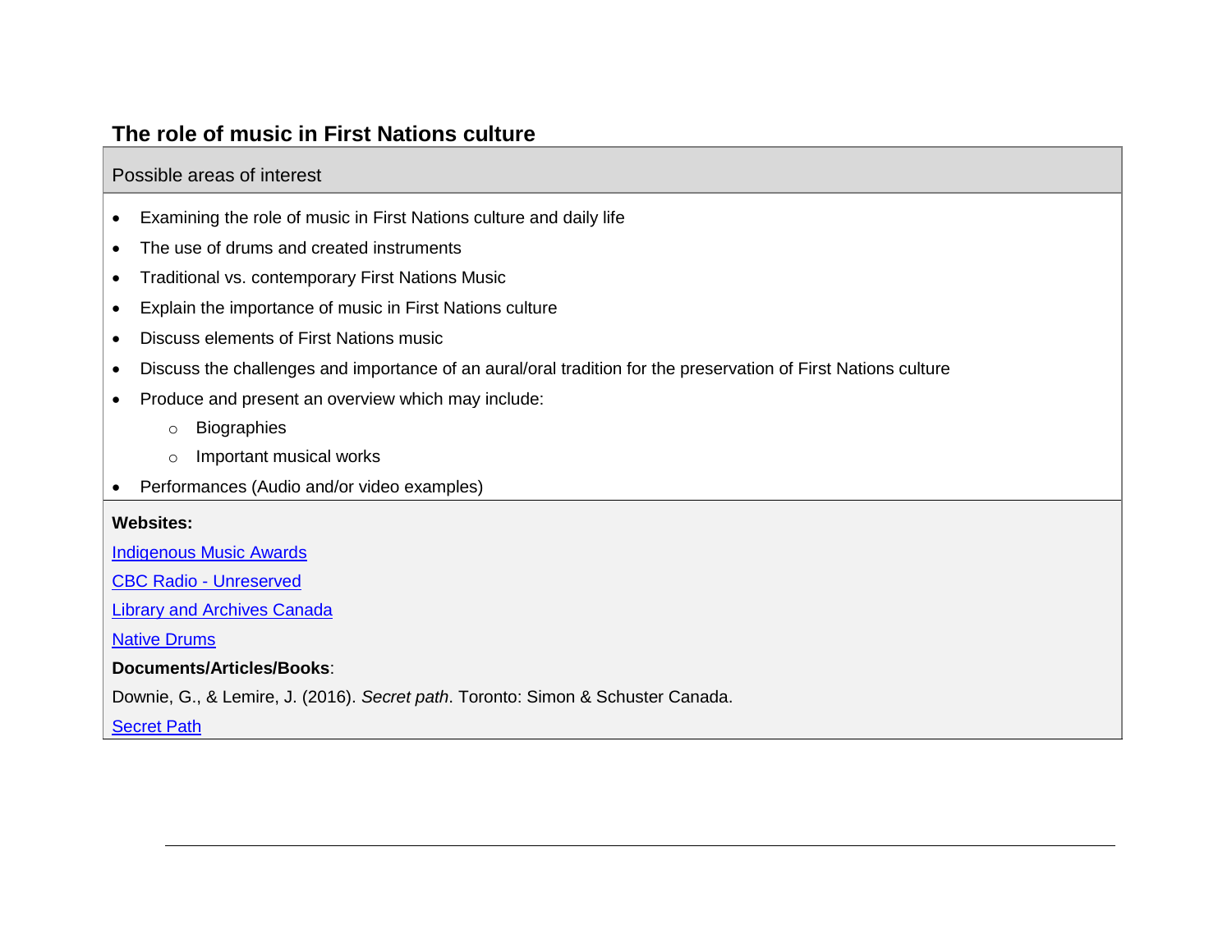## The role of music in First Nations culture

Possible areas of interest

- Examining the role of music in First Nations culture and daily life
- The use of drums and created instruments
- Traditional vs. contemporary First Nations Music
- Explain the importance of music in First Nations culture
- Discuss elements of First Nations music
- Discuss the challenges and importance of an aural/oral tradition for the preservation of First Nations culture
- Produce and present an overview which may include:
  - Biographies
  - Important musical works
- Performances (Audio and/or video examples)

**Websites:**

Indigenous Music Awards

CBC Radio - Unreserved

Library and Archives Canada

Native Drums

**Documents/Articles/Books**:

Downie, G., & Lemire, J. (2016). *Secret path*. Toronto: Simon & Schuster Canada.

Secret Path